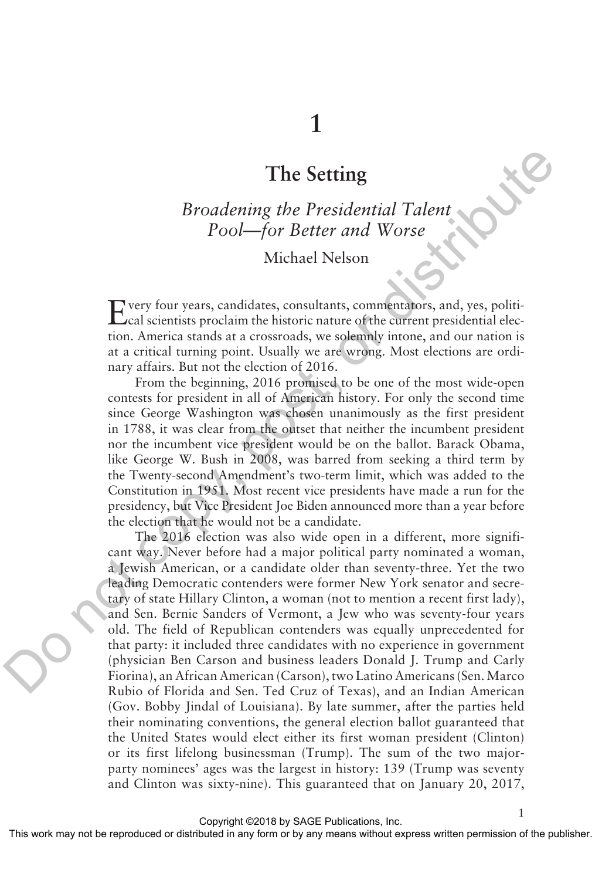# 1

# The Setting

## *Broadening the Presidential Talent Pool—for Better and Worse*

Michael Nelson

Every four years, candidates, consultants, commentators, and, yes, political scientists proclaim the historic nature of the current presidential election. America stands at a crossroads, we solemnly intone, and our nation is at a critical turning point. Usually we are wrong. Most elections are ordinary affairs. But not the election of 2016.

From the beginning, 2016 promised to be one of the most wide-open contests for president in all of American history. For only the second time since George Washington was chosen unanimously as the first president in 1788, it was clear from the outset that neither the incumbent president nor the incumbent vice president would be on the ballot. Barack Obama, like George W. Bush in 2008, was barred from seeking a third term by the Twenty-second Amendment's two-term limit, which was added to the Constitution in 1951. Most recent vice presidents have made a run for the presidency, but Vice President Joe Biden announced more than a year before the election that he would not be a candidate.

The 2016 election was also wide open in a different, more significant way. Never before had a major political party nominated a woman, a Jewish American, or a candidate older than seventy-three. Yet the two leading Democratic contenders were former New York senator and secretary of state Hillary Clinton, a woman (not to mention a recent first lady), and Sen. Bernie Sanders of Vermont, a Jew who was seventy-four years old. The field of Republican contenders was equally unprecedented for that party: it included three candidates with no experience in government (physician Ben Carson and business leaders Donald J. Trump and Carly Fiorina), an African American (Carson), two Latino Americans (Sen. Marco Rubio of Florida and Sen. Ted Cruz of Texas), and an Indian American (Gov. Bobby Jindal of Louisiana). By late summer, after the parties held their nominating conventions, the general election ballot guaranteed that the United States would elect either its first woman president (Clinton) or its first lifelong businessman (Trump). The sum of the two major-party nominees' ages was the largest in history: 139 (Trump was seventy and Clinton was sixty-nine). This guaranteed that on January 20, 2017,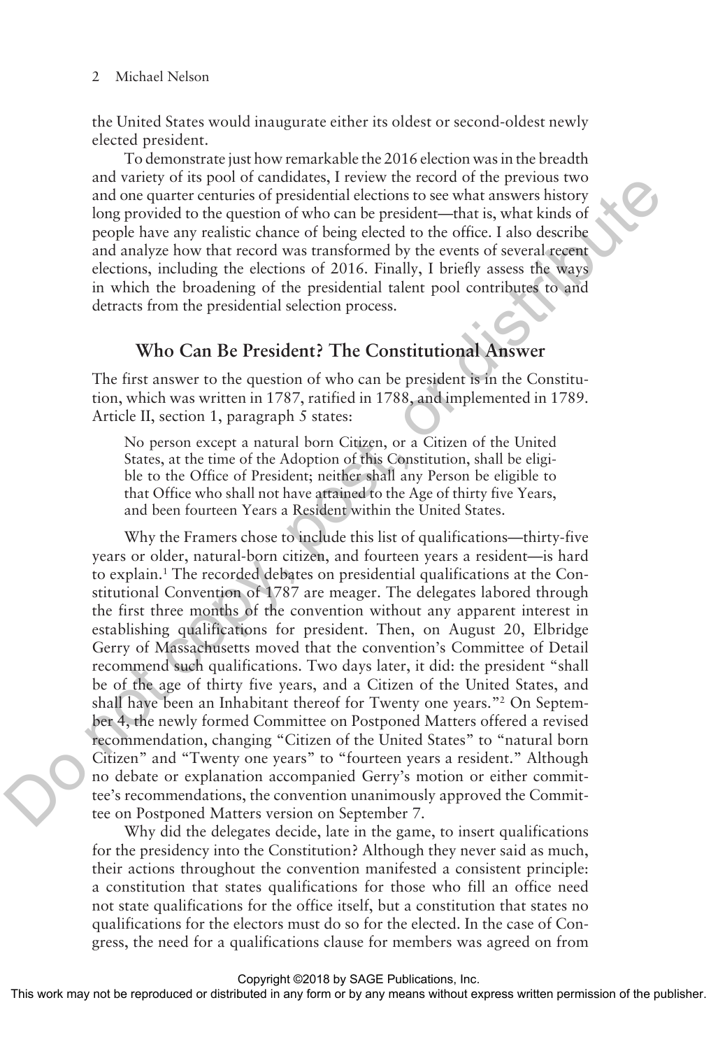the United States would inaugurate either its oldest or second-oldest newly elected president.

To demonstrate just how remarkable the 2016 election was in the breadth and variety of its pool of candidates, I review the record of the previous two and one quarter centuries of presidential elections to see what answers history long provided to the question of who can be president—that is, what kinds of people have any realistic chance of being elected to the office. I also describe and analyze how that record was transformed by the events of several recent elections, including the elections of 2016. Finally, I briefly assess the ways in which the broadening of the presidential talent pool contributes to and detracts from the presidential selection process.

## Who Can Be President? The Constitutional Answer

The first answer to the question of who can be president is in the Constitution, which was written in 1787, ratified in 1788, and implemented in 1789. Article II, section 1, paragraph 5 states:

> No person except a natural born Citizen, or a Citizen of the United States, at the time of the Adoption of this Constitution, shall be eligible to the Office of President; neither shall any Person be eligible to that Office who shall not have attained to the Age of thirty five Years, and been fourteen Years a Resident within the United States.

Why the Framers chose to include this list of qualifications—thirty-five years or older, natural-born citizen, and fourteen years a resident—is hard to explain.[1] The recorded debates on presidential qualifications at the Constitutional Convention of 1787 are meager. The delegates labored through the first three months of the convention without any apparent interest in establishing qualifications for president. Then, on August 20, Elbridge Gerry of Massachusetts moved that the convention's Committee of Detail recommend such qualifications. Two days later, it did: the president "shall be of the age of thirty five years, and a Citizen of the United States, and shall have been an Inhabitant thereof for Twenty one years."[2] On September 4, the newly formed Committee on Postponed Matters offered a revised recommendation, changing "Citizen of the United States" to "natural born Citizen" and "Twenty one years" to "fourteen years a resident." Although no debate or explanation accompanied Gerry's motion or either committee's recommendations, the convention unanimously approved the Committee on Postponed Matters version on September 7.

Why did the delegates decide, late in the game, to insert qualifications for the presidency into the Constitution? Although they never said as much, their actions throughout the convention manifested a consistent principle: a constitution that states qualifications for those who fill an office need not state qualifications for the office itself, but a constitution that states no qualifications for the electors must do so for the elected. In the case of Congress, the need for a qualifications clause for members was agreed on from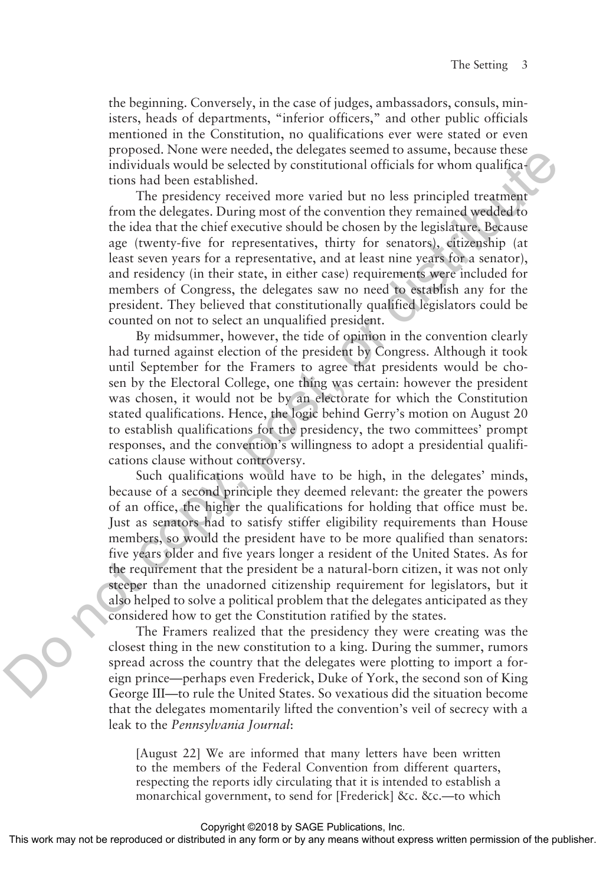the beginning. Conversely, in the case of judges, ambassadors, consuls, ministers, heads of departments, "inferior officers," and other public officials mentioned in the Constitution, no qualifications ever were stated or even proposed. None were needed, the delegates seemed to assume, because these individuals would be selected by constitutional officials for whom qualifications had been established.

The presidency received more varied but no less principled treatment from the delegates. During most of the convention they remained wedded to the idea that the chief executive should be chosen by the legislature. Because age (twenty-five for representatives, thirty for senators), citizenship (at least seven years for a representative, and at least nine years for a senator), and residency (in their state, in either case) requirements were included for members of Congress, the delegates saw no need to establish any for the president. They believed that constitutionally qualified legislators could be counted on not to select an unqualified president.

By midsummer, however, the tide of opinion in the convention clearly had turned against election of the president by Congress. Although it took until September for the Framers to agree that presidents would be chosen by the Electoral College, one thing was certain: however the president was chosen, it would not be by an electorate for which the Constitution stated qualifications. Hence, the logic behind Gerry's motion on August 20 to establish qualifications for the presidency, the two committees' prompt responses, and the convention's willingness to adopt a presidential qualifications clause without controversy.

Such qualifications would have to be high, in the delegates' minds, because of a second principle they deemed relevant: the greater the powers of an office, the higher the qualifications for holding that office must be. Just as senators had to satisfy stiffer eligibility requirements than House members, so would the president have to be more qualified than senators: five years older and five years longer a resident of the United States. As for the requirement that the president be a natural-born citizen, it was not only steeper than the unadorned citizenship requirement for legislators, but it also helped to solve a political problem that the delegates anticipated as they considered how to get the Constitution ratified by the states.

The Framers realized that the presidency they were creating was the closest thing in the new constitution to a king. During the summer, rumors spread across the country that the delegates were plotting to import a foreign prince—perhaps even Frederick, Duke of York, the second son of King George III—to rule the United States. So vexatious did the situation become that the delegates momentarily lifted the convention's veil of secrecy with a leak to the *Pennsylvania Journal*:

> [August 22] We are informed that many letters have been written to the members of the Federal Convention from different quarters, respecting the reports idly circulating that it is intended to establish a monarchical government, to send for [Frederick] &c. &c.—to which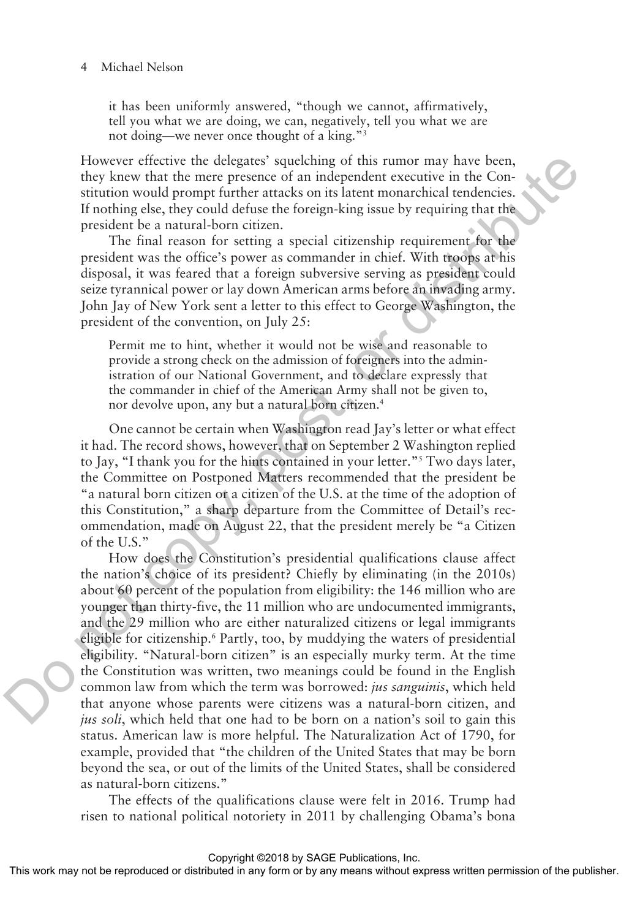it has been uniformly answered, "though we cannot, affirmatively, tell you what we are doing, we can, negatively, tell you what we are not doing—we never once thought of a king."[3]

However effective the delegates' squelching of this rumor may have been, they knew that the mere presence of an independent executive in the Constitution would prompt further attacks on its latent monarchical tendencies. If nothing else, they could defuse the foreign-king issue by requiring that the president be a natural-born citizen.

The final reason for setting a special citizenship requirement for the president was the office's power as commander in chief. With troops at his disposal, it was feared that a foreign subversive serving as president could seize tyrannical power or lay down American arms before an invading army. John Jay of New York sent a letter to this effect to George Washington, the president of the convention, on July 25:

> Permit me to hint, whether it would not be wise and reasonable to provide a strong check on the admission of foreigners into the administration of our National Government, and to declare expressly that the commander in chief of the American Army shall not be given to, nor devolve upon, any but a natural born citizen.[4]

One cannot be certain when Washington read Jay's letter or what effect it had. The record shows, however, that on September 2 Washington replied to Jay, "I thank you for the hints contained in your letter."[5] Two days later, the Committee on Postponed Matters recommended that the president be "a natural born citizen or a citizen of the U.S. at the time of the adoption of this Constitution," a sharp departure from the Committee of Detail's recommendation, made on August 22, that the president merely be "a Citizen of the U.S."

How does the Constitution's presidential qualifications clause affect the nation's choice of its president? Chiefly by eliminating (in the 2010s) about 60 percent of the population from eligibility: the 146 million who are younger than thirty-five, the 11 million who are undocumented immigrants, and the 29 million who are either naturalized citizens or legal immigrants eligible for citizenship.[6] Partly, too, by muddying the waters of presidential eligibility. "Natural-born citizen" is an especially murky term. At the time the Constitution was written, two meanings could be found in the English common law from which the term was borrowed: *jus sanguinis*, which held that anyone whose parents were citizens was a natural-born citizen, and *jus soli*, which held that one had to be born on a nation's soil to gain this status. American law is more helpful. The Naturalization Act of 1790, for example, provided that "the children of the United States that may be born beyond the sea, or out of the limits of the United States, shall be considered as natural-born citizens."

The effects of the qualifications clause were felt in 2016. Trump had risen to national political notoriety in 2011 by challenging Obama's bona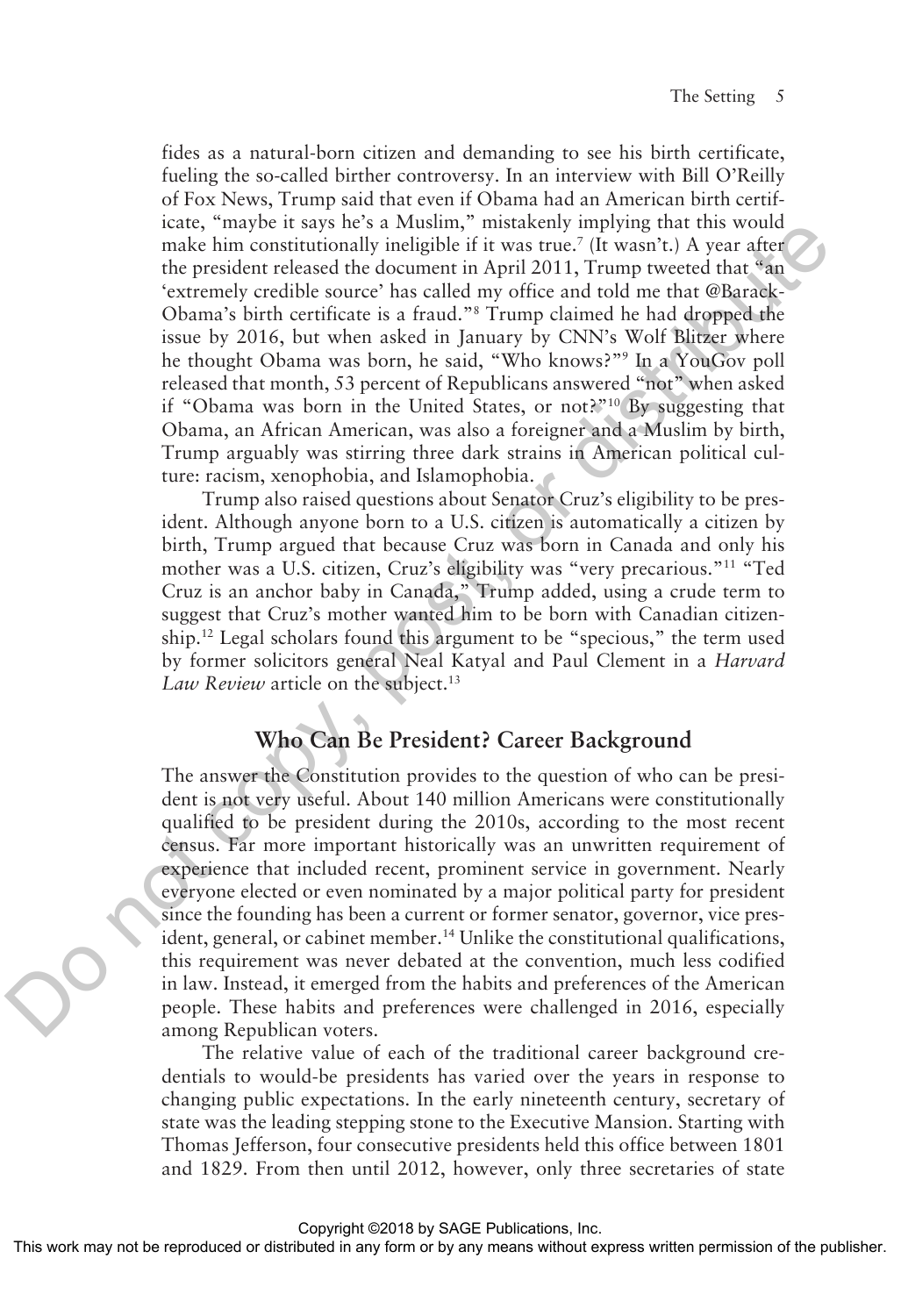fides as a natural-born citizen and demanding to see his birth certificate, fueling the so-called birther controversy. In an interview with Bill O'Reilly of Fox News, Trump said that even if Obama had an American birth certificate, "maybe it says he's a Muslim," mistakenly implying that this would make him constitutionally ineligible if it was true.[7] (It wasn't.) A year after the president released the document in April 2011, Trump tweeted that "an 'extremely credible source' has called my office and told me that @BarackObama's birth certificate is a fraud."[8] Trump claimed he had dropped the issue by 2016, but when asked in January by CNN's Wolf Blitzer where he thought Obama was born, he said, "Who knows?"[9] In a YouGov poll released that month, 53 percent of Republicans answered "not" when asked if "Obama was born in the United States, or not?"[10] By suggesting that Obama, an African American, was also a foreigner and a Muslim by birth, Trump arguably was stirring three dark strains in American political culture: racism, xenophobia, and Islamophobia.

Trump also raised questions about Senator Cruz's eligibility to be president. Although anyone born to a U.S. citizen is automatically a citizen by birth, Trump argued that because Cruz was born in Canada and only his mother was a U.S. citizen, Cruz's eligibility was "very precarious."[11] "Ted Cruz is an anchor baby in Canada," Trump added, using a crude term to suggest that Cruz's mother wanted him to be born with Canadian citizenship.[12] Legal scholars found this argument to be "specious," the term used by former solicitors general Neal Katyal and Paul Clement in a *Harvard Law Review* article on the subject.[13]

## Who Can Be President? Career Background

The answer the Constitution provides to the question of who can be president is not very useful. About 140 million Americans were constitutionally qualified to be president during the 2010s, according to the most recent census. Far more important historically was an unwritten requirement of experience that included recent, prominent service in government. Nearly everyone elected or even nominated by a major political party for president since the founding has been a current or former senator, governor, vice president, general, or cabinet member.[14] Unlike the constitutional qualifications, this requirement was never debated at the convention, much less codified in law. Instead, it emerged from the habits and preferences of the American people. These habits and preferences were challenged in 2016, especially among Republican voters.

The relative value of each of the traditional career background credentials to would-be presidents has varied over the years in response to changing public expectations. In the early nineteenth century, secretary of state was the leading stepping stone to the Executive Mansion. Starting with Thomas Jefferson, four consecutive presidents held this office between 1801 and 1829. From then until 2012, however, only three secretaries of state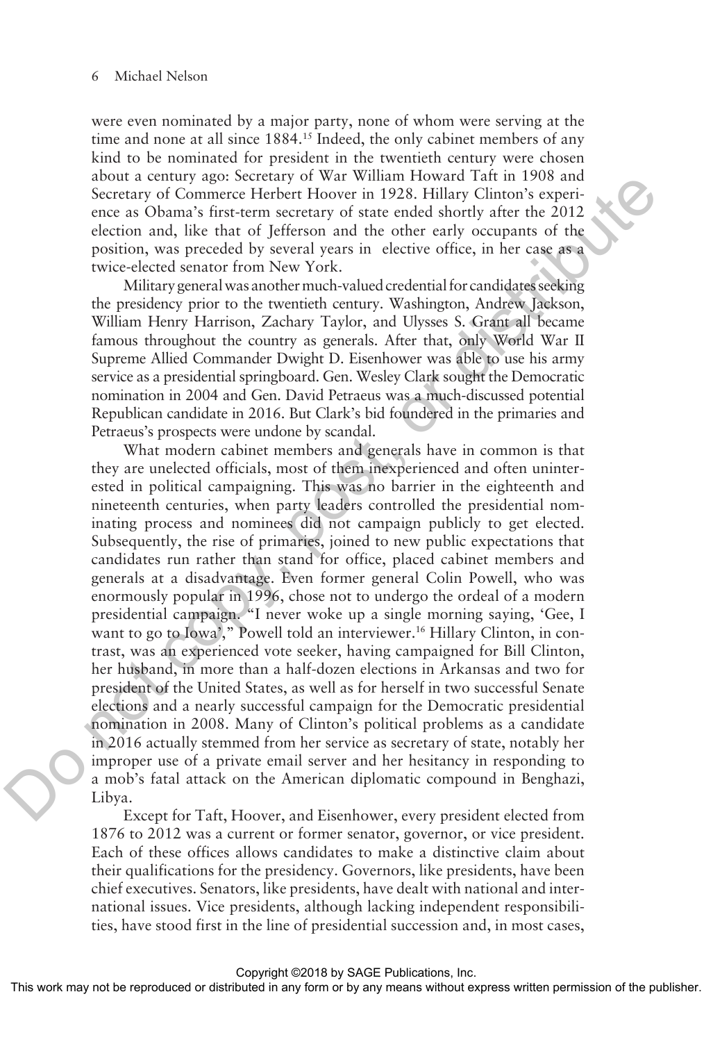were even nominated by a major party, none of whom were serving at the time and none at all since 1884.[15] Indeed, the only cabinet members of any kind to be nominated for president in the twentieth century were chosen about a century ago: Secretary of War William Howard Taft in 1908 and Secretary of Commerce Herbert Hoover in 1928. Hillary Clinton's experience as Obama's first-term secretary of state ended shortly after the 2012 election and, like that of Jefferson and the other early occupants of the position, was preceded by several years in elective office, in her case as a twice-elected senator from New York.

Military general was another much-valued credential for candidates seeking the presidency prior to the twentieth century. Washington, Andrew Jackson, William Henry Harrison, Zachary Taylor, and Ulysses S. Grant all became famous throughout the country as generals. After that, only World War II Supreme Allied Commander Dwight D. Eisenhower was able to use his army service as a presidential springboard. Gen. Wesley Clark sought the Democratic nomination in 2004 and Gen. David Petraeus was a much-discussed potential Republican candidate in 2016. But Clark's bid foundered in the primaries and Petraeus's prospects were undone by scandal.

What modern cabinet members and generals have in common is that they are unelected officials, most of them inexperienced and often uninterested in political campaigning. This was no barrier in the eighteenth and nineteenth centuries, when party leaders controlled the presidential nominating process and nominees did not campaign publicly to get elected. Subsequently, the rise of primaries, joined to new public expectations that candidates run rather than stand for office, placed cabinet members and generals at a disadvantage. Even former general Colin Powell, who was enormously popular in 1996, chose not to undergo the ordeal of a modern presidential campaign. "I never woke up a single morning saying, 'Gee, I want to go to Iowa'," Powell told an interviewer.[16] Hillary Clinton, in contrast, was an experienced vote seeker, having campaigned for Bill Clinton, her husband, in more than a half-dozen elections in Arkansas and two for president of the United States, as well as for herself in two successful Senate elections and a nearly successful campaign for the Democratic presidential nomination in 2008. Many of Clinton's political problems as a candidate in 2016 actually stemmed from her service as secretary of state, notably her improper use of a private email server and her hesitancy in responding to a mob's fatal attack on the American diplomatic compound in Benghazi, Libya.

Except for Taft, Hoover, and Eisenhower, every president elected from 1876 to 2012 was a current or former senator, governor, or vice president. Each of these offices allows candidates to make a distinctive claim about their qualifications for the presidency. Governors, like presidents, have been chief executives. Senators, like presidents, have dealt with national and international issues. Vice presidents, although lacking independent responsibilities, have stood first in the line of presidential succession and, in most cases,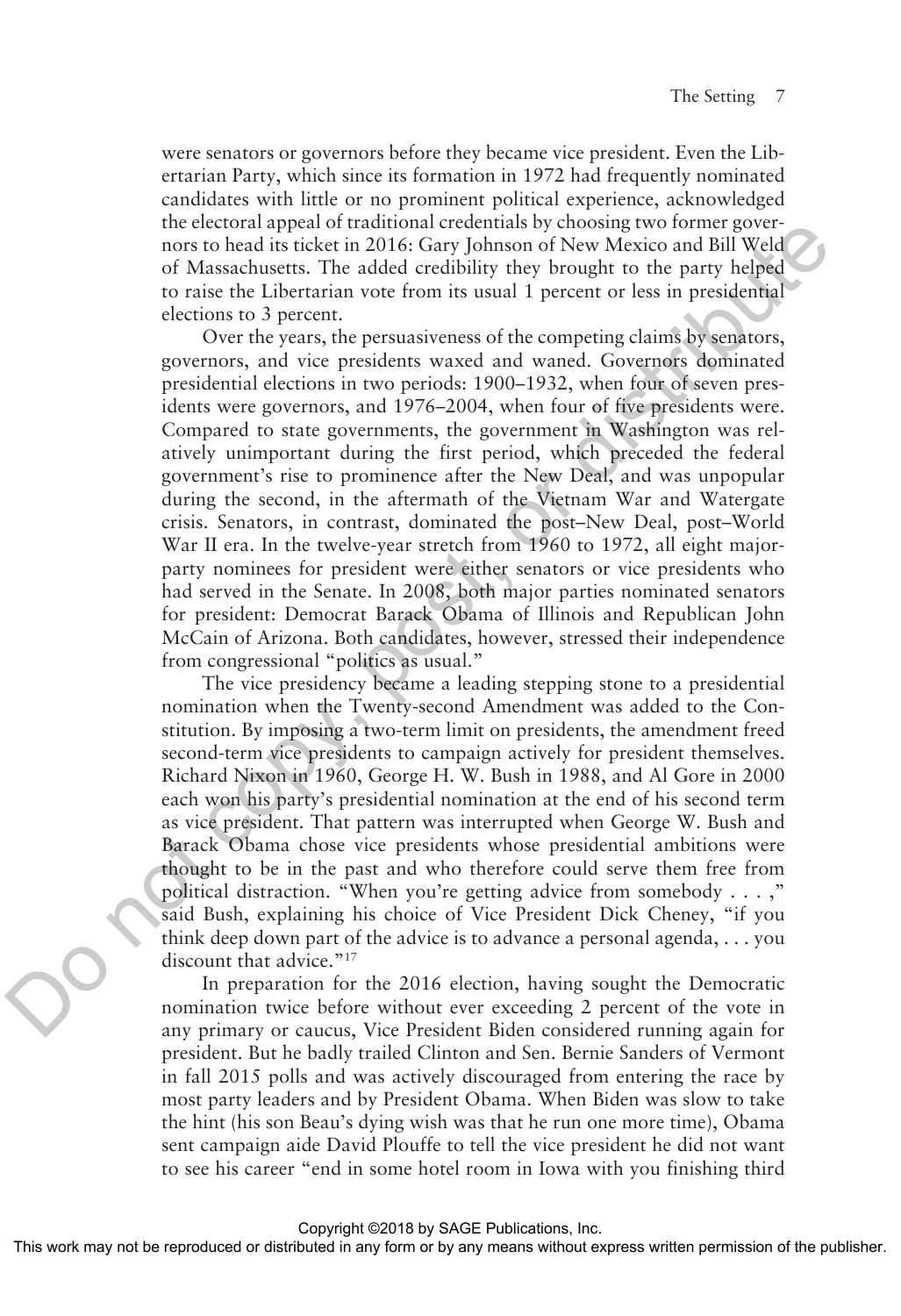were senators or governors before they became vice president. Even the Libertarian Party, which since its formation in 1972 had frequently nominated candidates with little or no prominent political experience, acknowledged the electoral appeal of traditional credentials by choosing two former governors to head its ticket in 2016: Gary Johnson of New Mexico and Bill Weld of Massachusetts. The added credibility they brought to the party helped to raise the Libertarian vote from its usual 1 percent or less in presidential elections to 3 percent.

Over the years, the persuasiveness of the competing claims by senators, governors, and vice presidents waxed and waned. Governors dominated presidential elections in two periods: 1900–1932, when four of seven presidents were governors, and 1976–2004, when four of five presidents were. Compared to state governments, the government in Washington was relatively unimportant during the first period, which preceded the federal government's rise to prominence after the New Deal, and was unpopular during the second, in the aftermath of the Vietnam War and Watergate crisis. Senators, in contrast, dominated the post–New Deal, post–World War II era. In the twelve-year stretch from 1960 to 1972, all eight major-party nominees for president were either senators or vice presidents who had served in the Senate. In 2008, both major parties nominated senators for president: Democrat Barack Obama of Illinois and Republican John McCain of Arizona. Both candidates, however, stressed their independence from congressional "politics as usual."

The vice presidency became a leading stepping stone to a presidential nomination when the Twenty-second Amendment was added to the Constitution. By imposing a two-term limit on presidents, the amendment freed second-term vice presidents to campaign actively for president themselves. Richard Nixon in 1960, George H. W. Bush in 1988, and Al Gore in 2000 each won his party's presidential nomination at the end of his second term as vice president. That pattern was interrupted when George W. Bush and Barack Obama chose vice presidents whose presidential ambitions were thought to be in the past and who therefore could serve them free from political distraction. "When you're getting advice from somebody . . . ," said Bush, explaining his choice of Vice President Dick Cheney, "if you think deep down part of the advice is to advance a personal agenda, . . . you discount that advice."[17]

In preparation for the 2016 election, having sought the Democratic nomination twice before without ever exceeding 2 percent of the vote in any primary or caucus, Vice President Biden considered running again for president. But he badly trailed Clinton and Sen. Bernie Sanders of Vermont in fall 2015 polls and was actively discouraged from entering the race by most party leaders and by President Obama. When Biden was slow to take the hint (his son Beau's dying wish was that he run one more time), Obama sent campaign aide David Plouffe to tell the vice president he did not want to see his career "end in some hotel room in Iowa with you finishing third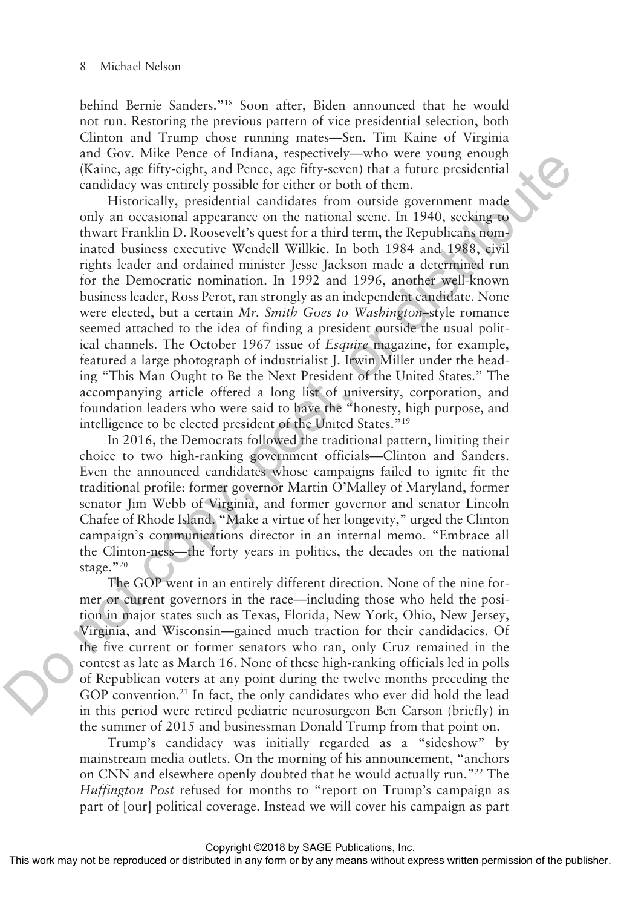behind Bernie Sanders."[18] Soon after, Biden announced that he would not run. Restoring the previous pattern of vice presidential selection, both Clinton and Trump chose running mates—Sen. Tim Kaine of Virginia and Gov. Mike Pence of Indiana, respectively—who were young enough (Kaine, age fifty-eight, and Pence, age fifty-seven) that a future presidential candidacy was entirely possible for either or both of them.

Historically, presidential candidates from outside government made only an occasional appearance on the national scene. In 1940, seeking to thwart Franklin D. Roosevelt's quest for a third term, the Republicans nominated business executive Wendell Willkie. In both 1984 and 1988, civil rights leader and ordained minister Jesse Jackson made a determined run for the Democratic nomination. In 1992 and 1996, another well-known business leader, Ross Perot, ran strongly as an independent candidate. None were elected, but a certain *Mr. Smith Goes to Washington*–style romance seemed attached to the idea of finding a president outside the usual political channels. The October 1967 issue of *Esquire* magazine, for example, featured a large photograph of industrialist J. Irwin Miller under the heading "This Man Ought to Be the Next President of the United States." The accompanying article offered a long list of university, corporation, and foundation leaders who were said to have the "honesty, high purpose, and intelligence to be elected president of the United States."[19]

In 2016, the Democrats followed the traditional pattern, limiting their choice to two high-ranking government officials—Clinton and Sanders. Even the announced candidates whose campaigns failed to ignite fit the traditional profile: former governor Martin O'Malley of Maryland, former senator Jim Webb of Virginia, and former governor and senator Lincoln Chafee of Rhode Island. "Make a virtue of her longevity," urged the Clinton campaign's communications director in an internal memo. "Embrace all the Clinton-ness—the forty years in politics, the decades on the national stage."[20]

The GOP went in an entirely different direction. None of the nine former or current governors in the race—including those who held the position in major states such as Texas, Florida, New York, Ohio, New Jersey, Virginia, and Wisconsin—gained much traction for their candidacies. Of the five current or former senators who ran, only Cruz remained in the contest as late as March 16. None of these high-ranking officials led in polls of Republican voters at any point during the twelve months preceding the GOP convention.[21] In fact, the only candidates who ever did hold the lead in this period were retired pediatric neurosurgeon Ben Carson (briefly) in the summer of 2015 and businessman Donald Trump from that point on.

Trump's candidacy was initially regarded as a "sideshow" by mainstream media outlets. On the morning of his announcement, "anchors on CNN and elsewhere openly doubted that he would actually run."[22] The *Huffington Post* refused for months to "report on Trump's campaign as part of [our] political coverage. Instead we will cover his campaign as part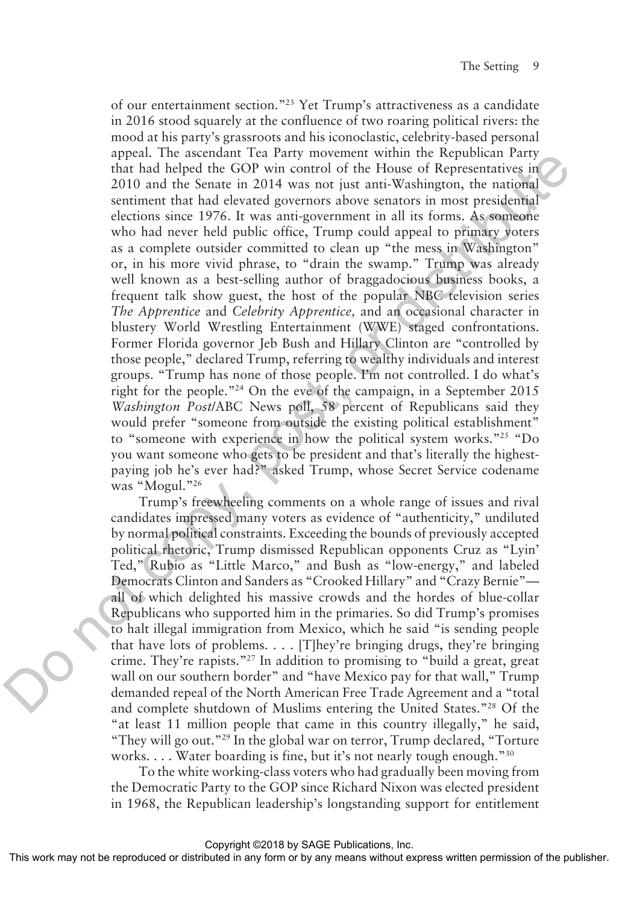of our entertainment section."[23] Yet Trump's attractiveness as a candidate in 2016 stood squarely at the confluence of two roaring political rivers: the mood at his party's grassroots and his iconoclastic, celebrity-based personal appeal. The ascendant Tea Party movement within the Republican Party that had helped the GOP win control of the House of Representatives in 2010 and the Senate in 2014 was not just anti-Washington, the national sentiment that had elevated governors above senators in most presidential elections since 1976. It was anti-government in all its forms. As someone who had never held public office, Trump could appeal to primary voters as a complete outsider committed to clean up "the mess in Washington" or, in his more vivid phrase, to "drain the swamp." Trump was already well known as a best-selling author of braggadocious business books, a frequent talk show guest, the host of the popular NBC television series *The Apprentice* and *Celebrity Apprentice,* and an occasional character in blustery World Wrestling Entertainment (WWE) staged confrontations. Former Florida governor Jeb Bush and Hillary Clinton are "controlled by those people," declared Trump, referring to wealthy individuals and interest groups. "Trump has none of those people. I'm not controlled. I do what's right for the people."[24] On the eve of the campaign, in a September 2015 *Washington Post*/ABC News poll, 58 percent of Republicans said they would prefer "someone from outside the existing political establishment" to "someone with experience in how the political system works."[25] "Do you want someone who gets to be president and that's literally the highest-paying job he's ever had?" asked Trump, whose Secret Service codename was "Mogul."[26]

Trump's freewheeling comments on a whole range of issues and rival candidates impressed many voters as evidence of "authenticity," undiluted by normal political constraints. Exceeding the bounds of previously accepted political rhetoric, Trump dismissed Republican opponents Cruz as "Lyin' Ted," Rubio as "Little Marco," and Bush as "low-energy," and labeled Democrats Clinton and Sanders as "Crooked Hillary" and "Crazy Bernie"—all of which delighted his massive crowds and the hordes of blue-collar Republicans who supported him in the primaries. So did Trump's promises to halt illegal immigration from Mexico, which he said "is sending people that have lots of problems. . . . [T]hey're bringing drugs, they're bringing crime. They're rapists."[27] In addition to promising to "build a great, great wall on our southern border" and "have Mexico pay for that wall," Trump demanded repeal of the North American Free Trade Agreement and a "total and complete shutdown of Muslims entering the United States."[28] Of the "at least 11 million people that came in this country illegally," he said, "They will go out."[29] In the global war on terror, Trump declared, "Torture works. . . . Water boarding is fine, but it's not nearly tough enough."[30]

To the white working-class voters who had gradually been moving from the Democratic Party to the GOP since Richard Nixon was elected president in 1968, the Republican leadership's longstanding support for entitlement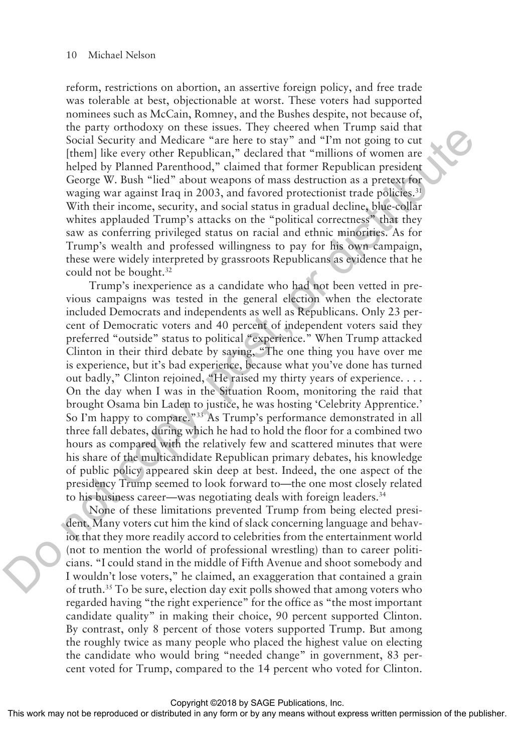reform, restrictions on abortion, an assertive foreign policy, and free trade was tolerable at best, objectionable at worst. These voters had supported nominees such as McCain, Romney, and the Bushes despite, not because of, the party orthodoxy on these issues. They cheered when Trump said that Social Security and Medicare "are here to stay" and "I'm not going to cut [them] like every other Republican," declared that "millions of women are helped by Planned Parenthood," claimed that former Republican president George W. Bush "lied" about weapons of mass destruction as a pretext for waging war against Iraq in 2003, and favored protectionist trade policies.[31] With their income, security, and social status in gradual decline, blue-collar whites applauded Trump's attacks on the "political correctness" that they saw as conferring privileged status on racial and ethnic minorities. As for Trump's wealth and professed willingness to pay for his own campaign, these were widely interpreted by grassroots Republicans as evidence that he could not be bought.[32]

Trump's inexperience as a candidate who had not been vetted in previous campaigns was tested in the general election when the electorate included Democrats and independents as well as Republicans. Only 23 percent of Democratic voters and 40 percent of independent voters said they preferred "outside" status to political "experience." When Trump attacked Clinton in their third debate by saying, "The one thing you have over me is experience, but it's bad experience, because what you've done has turned out badly," Clinton rejoined, "He raised my thirty years of experience. . . . On the day when I was in the Situation Room, monitoring the raid that brought Osama bin Laden to justice, he was hosting 'Celebrity Apprentice.' So I'm happy to compare."[33] As Trump's performance demonstrated in all three fall debates, during which he had to hold the floor for a combined two hours as compared with the relatively few and scattered minutes that were his share of the multicandidate Republican primary debates, his knowledge of public policy appeared skin deep at best. Indeed, the one aspect of the presidency Trump seemed to look forward to—the one most closely related to his business career—was negotiating deals with foreign leaders.[34]

None of these limitations prevented Trump from being elected president. Many voters cut him the kind of slack concerning language and behavior that they more readily accord to celebrities from the entertainment world (not to mention the world of professional wrestling) than to career politicians. "I could stand in the middle of Fifth Avenue and shoot somebody and I wouldn't lose voters," he claimed, an exaggeration that contained a grain of truth.[35] To be sure, election day exit polls showed that among voters who regarded having "the right experience" for the office as "the most important candidate quality" in making their choice, 90 percent supported Clinton. By contrast, only 8 percent of those voters supported Trump. But among the roughly twice as many people who placed the highest value on electing the candidate who would bring "needed change" in government, 83 percent voted for Trump, compared to the 14 percent who voted for Clinton.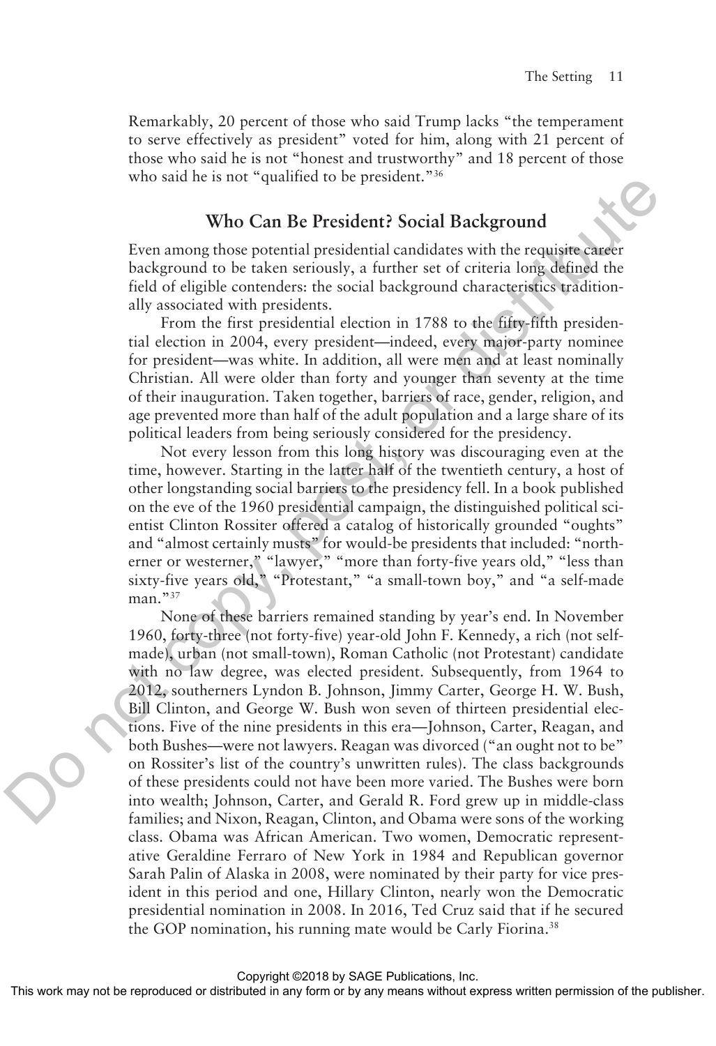Remarkably, 20 percent of those who said Trump lacks "the temperament to serve effectively as president" voted for him, along with 21 percent of those who said he is not "honest and trustworthy" and 18 percent of those who said he is not "qualified to be president."[36]

## Who Can Be President? Social Background

Even among those potential presidential candidates with the requisite career background to be taken seriously, a further set of criteria long defined the field of eligible contenders: the social background characteristics traditionally associated with presidents.

From the first presidential election in 1788 to the fifty-fifth presidential election in 2004, every president—indeed, every major-party nominee for president—was white. In addition, all were men and at least nominally Christian. All were older than forty and younger than seventy at the time of their inauguration. Taken together, barriers of race, gender, religion, and age prevented more than half of the adult population and a large share of its political leaders from being seriously considered for the presidency.

Not every lesson from this long history was discouraging even at the time, however. Starting in the latter half of the twentieth century, a host of other longstanding social barriers to the presidency fell. In a book published on the eve of the 1960 presidential campaign, the distinguished political scientist Clinton Rossiter offered a catalog of historically grounded "oughts" and "almost certainly musts" for would-be presidents that included: "northerner or westerner," "lawyer," "more than forty-five years old," "less than sixty-five years old," "Protestant," "a small-town boy," and "a self-made man."[37]

None of these barriers remained standing by year's end. In November 1960, forty-three (not forty-five) year-old John F. Kennedy, a rich (not self-made), urban (not small-town), Roman Catholic (not Protestant) candidate with no law degree, was elected president. Subsequently, from 1964 to 2012, southerners Lyndon B. Johnson, Jimmy Carter, George H. W. Bush, Bill Clinton, and George W. Bush won seven of thirteen presidential elections. Five of the nine presidents in this era—Johnson, Carter, Reagan, and both Bushes—were not lawyers. Reagan was divorced ("an ought not to be" on Rossiter's list of the country's unwritten rules). The class backgrounds of these presidents could not have been more varied. The Bushes were born into wealth; Johnson, Carter, and Gerald R. Ford grew up in middle-class families; and Nixon, Reagan, Clinton, and Obama were sons of the working class. Obama was African American. Two women, Democratic representative Geraldine Ferraro of New York in 1984 and Republican governor Sarah Palin of Alaska in 2008, were nominated by their party for vice president in this period and one, Hillary Clinton, nearly won the Democratic presidential nomination in 2008. In 2016, Ted Cruz said that if he secured the GOP nomination, his running mate would be Carly Fiorina.[38]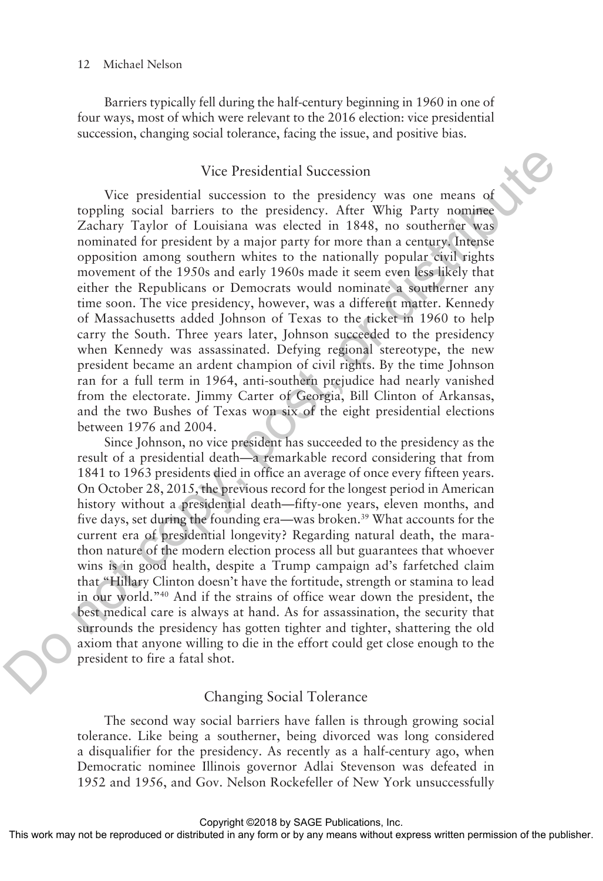Barriers typically fell during the half-century beginning in 1960 in one of four ways, most of which were relevant to the 2016 election: vice presidential succession, changing social tolerance, facing the issue, and positive bias.

## Vice Presidential Succession

Vice presidential succession to the presidency was one means of toppling social barriers to the presidency. After Whig Party nominee Zachary Taylor of Louisiana was elected in 1848, no southerner was nominated for president by a major party for more than a century. Intense opposition among southern whites to the nationally popular civil rights movement of the 1950s and early 1960s made it seem even less likely that either the Republicans or Democrats would nominate a southerner any time soon. The vice presidency, however, was a different matter. Kennedy of Massachusetts added Johnson of Texas to the ticket in 1960 to help carry the South. Three years later, Johnson succeeded to the presidency when Kennedy was assassinated. Defying regional stereotype, the new president became an ardent champion of civil rights. By the time Johnson ran for a full term in 1964, anti-southern prejudice had nearly vanished from the electorate. Jimmy Carter of Georgia, Bill Clinton of Arkansas, and the two Bushes of Texas won six of the eight presidential elections between 1976 and 2004.

Since Johnson, no vice president has succeeded to the presidency as the result of a presidential death—a remarkable record considering that from 1841 to 1963 presidents died in office an average of once every fifteen years. On October 28, 2015, the previous record for the longest period in American history without a presidential death—fifty-one years, eleven months, and five days, set during the founding era—was broken.[39] What accounts for the current era of presidential longevity? Regarding natural death, the marathon nature of the modern election process all but guarantees that whoever wins is in good health, despite a Trump campaign ad's farfetched claim that "Hillary Clinton doesn't have the fortitude, strength or stamina to lead in our world."[40] And if the strains of office wear down the president, the best medical care is always at hand. As for assassination, the security that surrounds the presidency has gotten tighter and tighter, shattering the old axiom that anyone willing to die in the effort could get close enough to the president to fire a fatal shot.

## Changing Social Tolerance

The second way social barriers have fallen is through growing social tolerance. Like being a southerner, being divorced was long considered a disqualifier for the presidency. As recently as a half-century ago, when Democratic nominee Illinois governor Adlai Stevenson was defeated in 1952 and 1956, and Gov. Nelson Rockefeller of New York unsuccessfully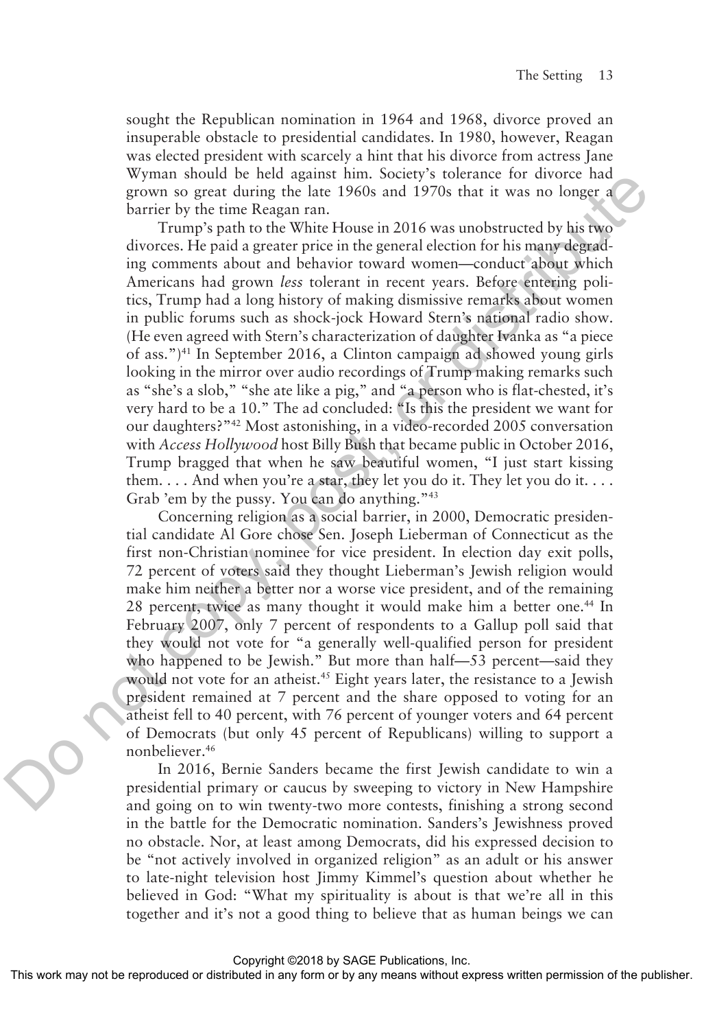sought the Republican nomination in 1964 and 1968, divorce proved an insuperable obstacle to presidential candidates. In 1980, however, Reagan was elected president with scarcely a hint that his divorce from actress Jane Wyman should be held against him. Society's tolerance for divorce had grown so great during the late 1960s and 1970s that it was no longer a barrier by the time Reagan ran.

Trump's path to the White House in 2016 was unobstructed by his two divorces. He paid a greater price in the general election for his many degrading comments about and behavior toward women—conduct about which Americans had grown *less* tolerant in recent years. Before entering politics, Trump had a long history of making dismissive remarks about women in public forums such as shock-jock Howard Stern's national radio show. (He even agreed with Stern's characterization of daughter Ivanka as "a piece of ass.")[41] In September 2016, a Clinton campaign ad showed young girls looking in the mirror over audio recordings of Trump making remarks such as "she's a slob," "she ate like a pig," and "a person who is flat-chested, it's very hard to be a 10." The ad concluded: "Is this the president we want for our daughters?"[42] Most astonishing, in a video-recorded 2005 conversation with *Access Hollywood* host Billy Bush that became public in October 2016, Trump bragged that when he saw beautiful women, "I just start kissing them. . . . And when you're a star, they let you do it. They let you do it. . . . Grab 'em by the pussy. You can do anything."[43]

Concerning religion as a social barrier, in 2000, Democratic presidential candidate Al Gore chose Sen. Joseph Lieberman of Connecticut as the first non-Christian nominee for vice president. In election day exit polls, 72 percent of voters said they thought Lieberman's Jewish religion would make him neither a better nor a worse vice president, and of the remaining 28 percent, twice as many thought it would make him a better one.[44] In February 2007, only 7 percent of respondents to a Gallup poll said that they would not vote for "a generally well-qualified person for president who happened to be Jewish." But more than half—53 percent—said they would not vote for an atheist.[45] Eight years later, the resistance to a Jewish president remained at 7 percent and the share opposed to voting for an atheist fell to 40 percent, with 76 percent of younger voters and 64 percent of Democrats (but only 45 percent of Republicans) willing to support a nonbeliever.[46]

In 2016, Bernie Sanders became the first Jewish candidate to win a presidential primary or caucus by sweeping to victory in New Hampshire and going on to win twenty-two more contests, finishing a strong second in the battle for the Democratic nomination. Sanders's Jewishness proved no obstacle. Nor, at least among Democrats, did his expressed decision to be "not actively involved in organized religion" as an adult or his answer to late-night television host Jimmy Kimmel's question about whether he believed in God: "What my spirituality is about is that we're all in this together and it's not a good thing to believe that as human beings we can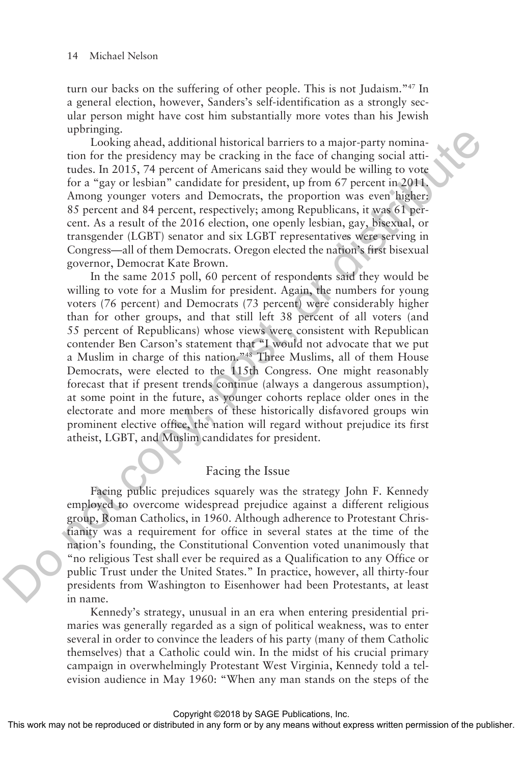turn our backs on the suffering of other people. This is not Judaism."[47] In a general election, however, Sanders's self-identification as a strongly secular person might have cost him substantially more votes than his Jewish upbringing.

Looking ahead, additional historical barriers to a major-party nomination for the presidency may be cracking in the face of changing social attitudes. In 2015, 74 percent of Americans said they would be willing to vote for a "gay or lesbian" candidate for president, up from 67 percent in 2011. Among younger voters and Democrats, the proportion was even higher: 85 percent and 84 percent, respectively; among Republicans, it was 61 percent. As a result of the 2016 election, one openly lesbian, gay, bisexual, or transgender (LGBT) senator and six LGBT representatives were serving in Congress—all of them Democrats. Oregon elected the nation's first bisexual governor, Democrat Kate Brown.

In the same 2015 poll, 60 percent of respondents said they would be willing to vote for a Muslim for president. Again, the numbers for young voters (76 percent) and Democrats (73 percent) were considerably higher than for other groups, and that still left 38 percent of all voters (and 55 percent of Republicans) whose views were consistent with Republican contender Ben Carson's statement that "I would not advocate that we put a Muslim in charge of this nation."[48] Three Muslims, all of them House Democrats, were elected to the 115th Congress. One might reasonably forecast that if present trends continue (always a dangerous assumption), at some point in the future, as younger cohorts replace older ones in the electorate and more members of these historically disfavored groups win prominent elective office, the nation will regard without prejudice its first atheist, LGBT, and Muslim candidates for president.

## Facing the Issue

Facing public prejudices squarely was the strategy John F. Kennedy employed to overcome widespread prejudice against a different religious group, Roman Catholics, in 1960. Although adherence to Protestant Christianity was a requirement for office in several states at the time of the nation's founding, the Constitutional Convention voted unanimously that "no religious Test shall ever be required as a Qualification to any Office or public Trust under the United States." In practice, however, all thirty-four presidents from Washington to Eisenhower had been Protestants, at least in name.

Kennedy's strategy, unusual in an era when entering presidential primaries was generally regarded as a sign of political weakness, was to enter several in order to convince the leaders of his party (many of them Catholic themselves) that a Catholic could win. In the midst of his crucial primary campaign in overwhelmingly Protestant West Virginia, Kennedy told a television audience in May 1960: "When any man stands on the steps of the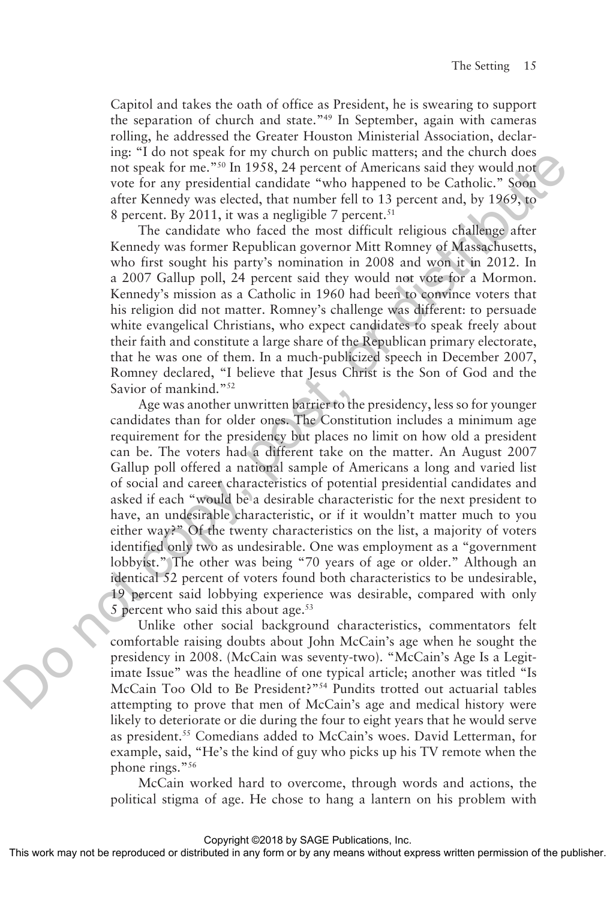Capitol and takes the oath of office as President, he is swearing to support the separation of church and state."[49] In September, again with cameras rolling, he addressed the Greater Houston Ministerial Association, declaring: "I do not speak for my church on public matters; and the church does not speak for me."[50] In 1958, 24 percent of Americans said they would not vote for any presidential candidate "who happened to be Catholic." Soon after Kennedy was elected, that number fell to 13 percent and, by 1969, to 8 percent. By 2011, it was a negligible 7 percent.[51]

The candidate who faced the most difficult religious challenge after Kennedy was former Republican governor Mitt Romney of Massachusetts, who first sought his party's nomination in 2008 and won it in 2012. In a 2007 Gallup poll, 24 percent said they would not vote for a Mormon. Kennedy's mission as a Catholic in 1960 had been to convince voters that his religion did not matter. Romney's challenge was different: to persuade white evangelical Christians, who expect candidates to speak freely about their faith and constitute a large share of the Republican primary electorate, that he was one of them. In a much-publicized speech in December 2007, Romney declared, "I believe that Jesus Christ is the Son of God and the Savior of mankind."[52]

Age was another unwritten barrier to the presidency, less so for younger candidates than for older ones. The Constitution includes a minimum age requirement for the presidency but places no limit on how old a president can be. The voters had a different take on the matter. An August 2007 Gallup poll offered a national sample of Americans a long and varied list of social and career characteristics of potential presidential candidates and asked if each "would be a desirable characteristic for the next president to have, an undesirable characteristic, or if it wouldn't matter much to you either way?" Of the twenty characteristics on the list, a majority of voters identified only two as undesirable. One was employment as a "government lobbyist." The other was being "70 years of age or older." Although an identical 52 percent of voters found both characteristics to be undesirable, 19 percent said lobbying experience was desirable, compared with only 5 percent who said this about age.[53]

Unlike other social background characteristics, commentators felt comfortable raising doubts about John McCain's age when he sought the presidency in 2008. (McCain was seventy-two). "McCain's Age Is a Legitimate Issue" was the headline of one typical article; another was titled "Is McCain Too Old to Be President?"[54] Pundits trotted out actuarial tables attempting to prove that men of McCain's age and medical history were likely to deteriorate or die during the four to eight years that he would serve as president.[55] Comedians added to McCain's woes. David Letterman, for example, said, "He's the kind of guy who picks up his TV remote when the phone rings."[56]

McCain worked hard to overcome, through words and actions, the political stigma of age. He chose to hang a lantern on his problem with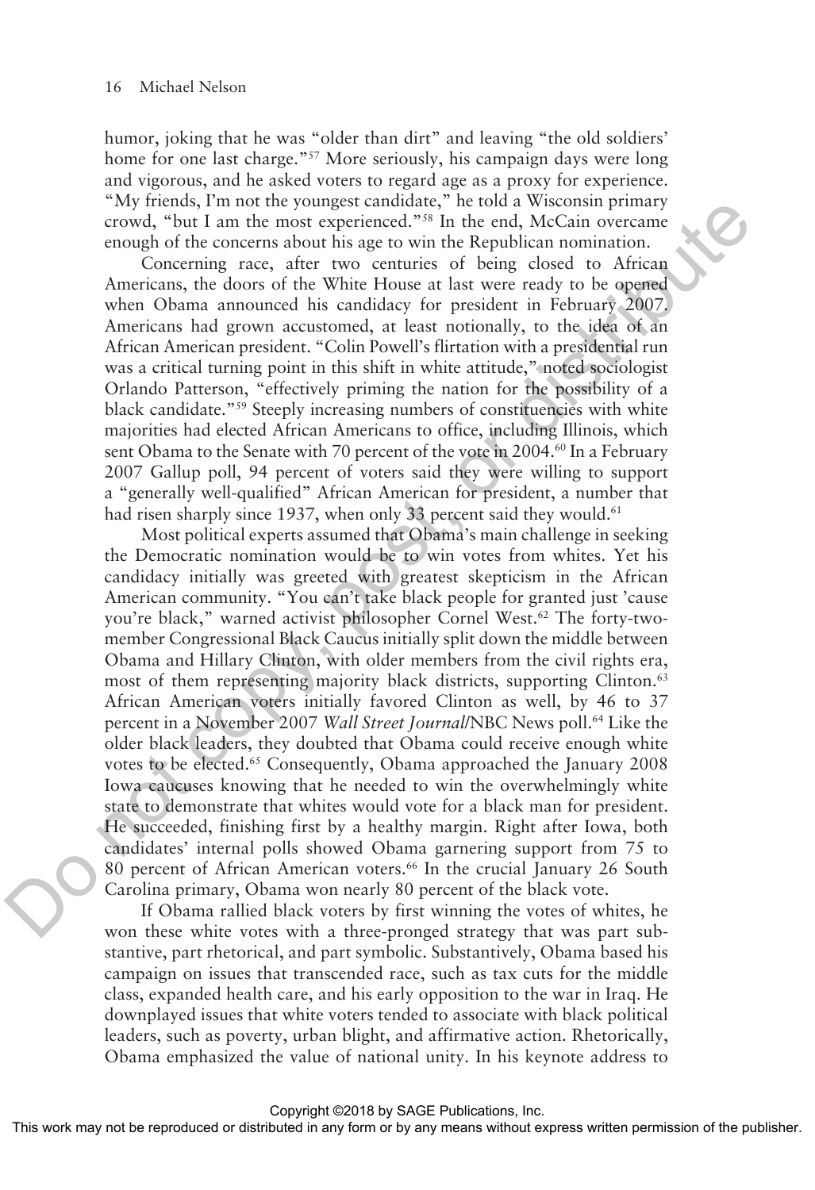humor, joking that he was "older than dirt" and leaving "the old soldiers' home for one last charge."[57] More seriously, his campaign days were long and vigorous, and he asked voters to regard age as a proxy for experience. "My friends, I'm not the youngest candidate," he told a Wisconsin primary crowd, "but I am the most experienced."[58] In the end, McCain overcame enough of the concerns about his age to win the Republican nomination.

Concerning race, after two centuries of being closed to African Americans, the doors of the White House at last were ready to be opened when Obama announced his candidacy for president in February 2007. Americans had grown accustomed, at least notionally, to the idea of an African American president. "Colin Powell's flirtation with a presidential run was a critical turning point in this shift in white attitude," noted sociologist Orlando Patterson, "effectively priming the nation for the possibility of a black candidate."[59] Steeply increasing numbers of constituencies with white majorities had elected African Americans to office, including Illinois, which sent Obama to the Senate with 70 percent of the vote in 2004.[60] In a February 2007 Gallup poll, 94 percent of voters said they were willing to support a "generally well-qualified" African American for president, a number that had risen sharply since 1937, when only 33 percent said they would.[61]

Most political experts assumed that Obama's main challenge in seeking the Democratic nomination would be to win votes from whites. Yet his candidacy initially was greeted with greatest skepticism in the African American community. "You can't take black people for granted just 'cause you're black," warned activist philosopher Cornel West.[62] The forty-two-member Congressional Black Caucus initially split down the middle between Obama and Hillary Clinton, with older members from the civil rights era, most of them representing majority black districts, supporting Clinton.[63] African American voters initially favored Clinton as well, by 46 to 37 percent in a November 2007 *Wall Street Journal*/NBC News poll.[64] Like the older black leaders, they doubted that Obama could receive enough white votes to be elected.[65] Consequently, Obama approached the January 2008 Iowa caucuses knowing that he needed to win the overwhelmingly white state to demonstrate that whites would vote for a black man for president. He succeeded, finishing first by a healthy margin. Right after Iowa, both candidates' internal polls showed Obama garnering support from 75 to 80 percent of African American voters.[66] In the crucial January 26 South Carolina primary, Obama won nearly 80 percent of the black vote.

If Obama rallied black voters by first winning the votes of whites, he won these white votes with a three-pronged strategy that was part substantive, part rhetorical, and part symbolic. Substantively, Obama based his campaign on issues that transcended race, such as tax cuts for the middle class, expanded health care, and his early opposition to the war in Iraq. He downplayed issues that white voters tended to associate with black political leaders, such as poverty, urban blight, and affirmative action. Rhetorically, Obama emphasized the value of national unity. In his keynote address to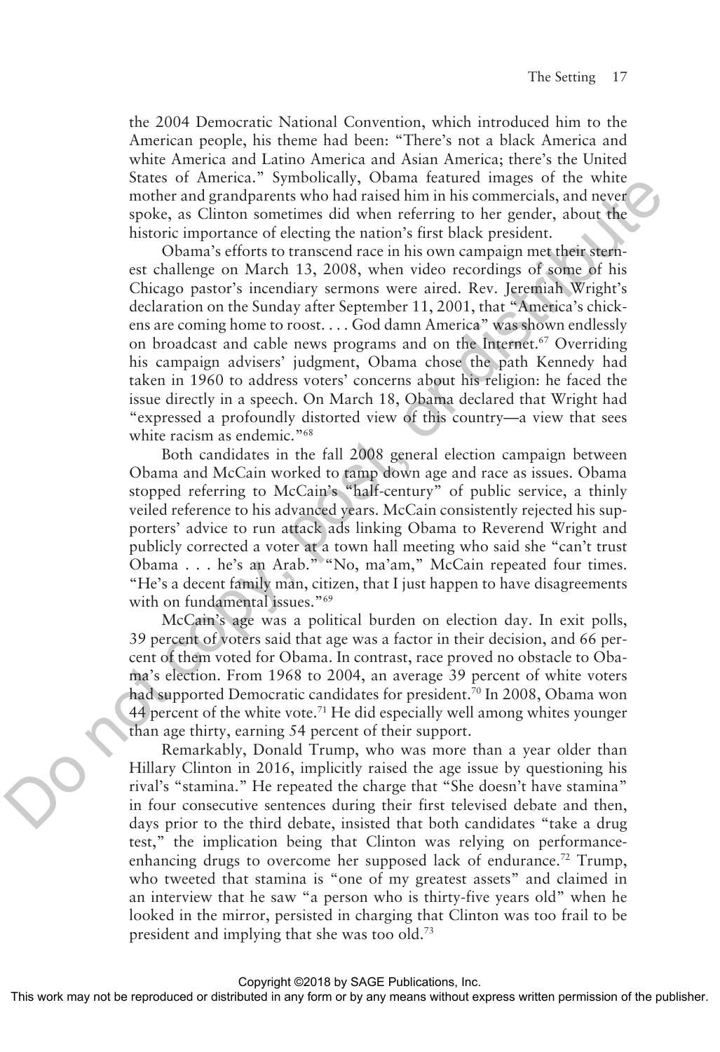the 2004 Democratic National Convention, which introduced him to the American people, his theme had been: "There's not a black America and white America and Latino America and Asian America; there's the United States of America." Symbolically, Obama featured images of the white mother and grandparents who had raised him in his commercials, and never spoke, as Clinton sometimes did when referring to her gender, about the historic importance of electing the nation's first black president.

Obama's efforts to transcend race in his own campaign met their sternest challenge on March 13, 2008, when video recordings of some of his Chicago pastor's incendiary sermons were aired. Rev. Jeremiah Wright's declaration on the Sunday after September 11, 2001, that "America's chickens are coming home to roost. . . . God damn America" was shown endlessly on broadcast and cable news programs and on the Internet.[67] Overriding his campaign advisers' judgment, Obama chose the path Kennedy had taken in 1960 to address voters' concerns about his religion: he faced the issue directly in a speech. On March 18, Obama declared that Wright had "expressed a profoundly distorted view of this country—a view that sees white racism as endemic."[68]

Both candidates in the fall 2008 general election campaign between Obama and McCain worked to tamp down age and race as issues. Obama stopped referring to McCain's "half-century" of public service, a thinly veiled reference to his advanced years. McCain consistently rejected his supporters' advice to run attack ads linking Obama to Reverend Wright and publicly corrected a voter at a town hall meeting who said she "can't trust Obama . . . he's an Arab." "No, ma'am," McCain repeated four times. "He's a decent family man, citizen, that I just happen to have disagreements with on fundamental issues."[69]

McCain's age was a political burden on election day. In exit polls, 39 percent of voters said that age was a factor in their decision, and 66 percent of them voted for Obama. In contrast, race proved no obstacle to Obama's election. From 1968 to 2004, an average 39 percent of white voters had supported Democratic candidates for president.[70] In 2008, Obama won 44 percent of the white vote.[71] He did especially well among whites younger than age thirty, earning 54 percent of their support.

Remarkably, Donald Trump, who was more than a year older than Hillary Clinton in 2016, implicitly raised the age issue by questioning his rival's "stamina." He repeated the charge that "She doesn't have stamina" in four consecutive sentences during their first televised debate and then, days prior to the third debate, insisted that both candidates "take a drug test," the implication being that Clinton was relying on performance-enhancing drugs to overcome her supposed lack of endurance.[72] Trump, who tweeted that stamina is "one of my greatest assets" and claimed in an interview that he saw "a person who is thirty-five years old" when he looked in the mirror, persisted in charging that Clinton was too frail to be president and implying that she was too old.[73]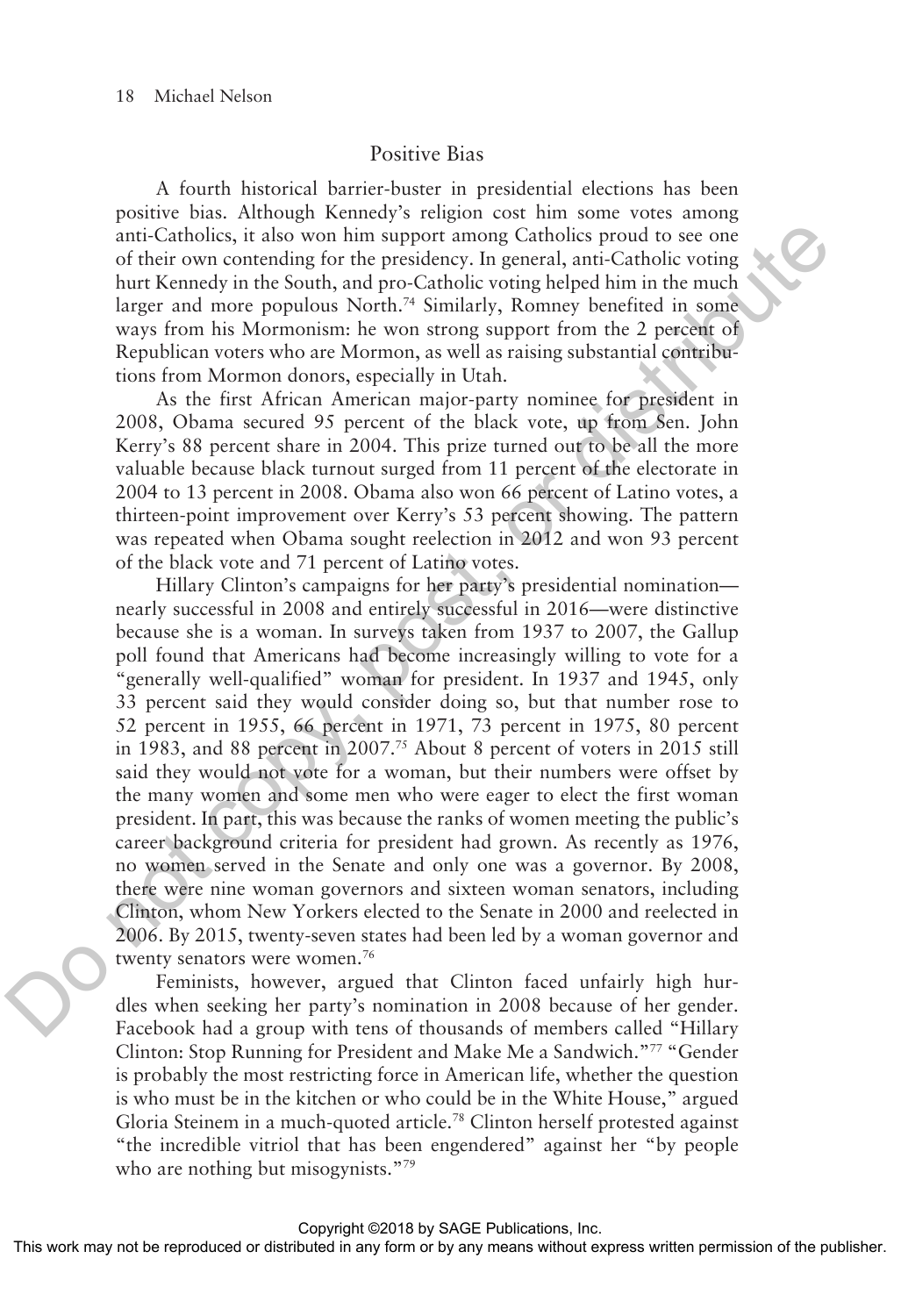## Positive Bias

A fourth historical barrier-buster in presidential elections has been positive bias. Although Kennedy's religion cost him some votes among anti-Catholics, it also won him support among Catholics proud to see one of their own contending for the presidency. In general, anti-Catholic voting hurt Kennedy in the South, and pro-Catholic voting helped him in the much larger and more populous North.[74] Similarly, Romney benefited in some ways from his Mormonism: he won strong support from the 2 percent of Republican voters who are Mormon, as well as raising substantial contributions from Mormon donors, especially in Utah.

As the first African American major-party nominee for president in 2008, Obama secured 95 percent of the black vote, up from Sen. John Kerry's 88 percent share in 2004. This prize turned out to be all the more valuable because black turnout surged from 11 percent of the electorate in 2004 to 13 percent in 2008. Obama also won 66 percent of Latino votes, a thirteen-point improvement over Kerry's 53 percent showing. The pattern was repeated when Obama sought reelection in 2012 and won 93 percent of the black vote and 71 percent of Latino votes.

Hillary Clinton's campaigns for her party's presidential nomination—nearly successful in 2008 and entirely successful in 2016—were distinctive because she is a woman. In surveys taken from 1937 to 2007, the Gallup poll found that Americans had become increasingly willing to vote for a "generally well-qualified" woman for president. In 1937 and 1945, only 33 percent said they would consider doing so, but that number rose to 52 percent in 1955, 66 percent in 1971, 73 percent in 1975, 80 percent in 1983, and 88 percent in 2007.[75] About 8 percent of voters in 2015 still said they would not vote for a woman, but their numbers were offset by the many women and some men who were eager to elect the first woman president. In part, this was because the ranks of women meeting the public's career background criteria for president had grown. As recently as 1976, no women served in the Senate and only one was a governor. By 2008, there were nine woman governors and sixteen woman senators, including Clinton, whom New Yorkers elected to the Senate in 2000 and reelected in 2006. By 2015, twenty-seven states had been led by a woman governor and twenty senators were women.[76]

Feminists, however, argued that Clinton faced unfairly high hurdles when seeking her party's nomination in 2008 because of her gender. Facebook had a group with tens of thousands of members called "Hillary Clinton: Stop Running for President and Make Me a Sandwich."[77] "Gender is probably the most restricting force in American life, whether the question is who must be in the kitchen or who could be in the White House," argued Gloria Steinem in a much-quoted article.[78] Clinton herself protested against "the incredible vitriol that has been engendered" against her "by people who are nothing but misogynists."[79]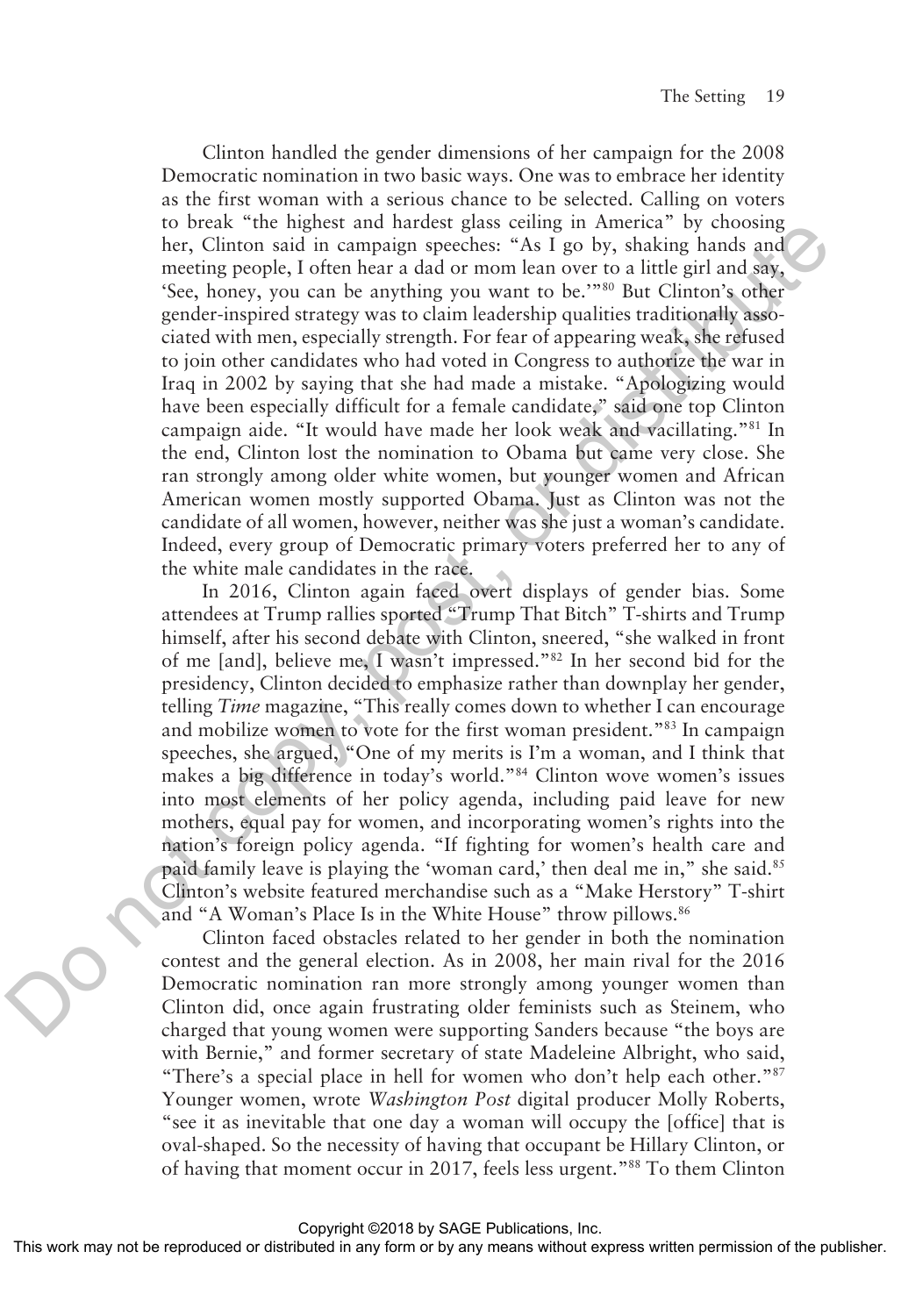Clinton handled the gender dimensions of her campaign for the 2008 Democratic nomination in two basic ways. One was to embrace her identity as the first woman with a serious chance to be selected. Calling on voters to break "the highest and hardest glass ceiling in America" by choosing her, Clinton said in campaign speeches: "As I go by, shaking hands and meeting people, I often hear a dad or mom lean over to a little girl and say, 'See, honey, you can be anything you want to be.'"[80] But Clinton's other gender-inspired strategy was to claim leadership qualities traditionally associated with men, especially strength. For fear of appearing weak, she refused to join other candidates who had voted in Congress to authorize the war in Iraq in 2002 by saying that she had made a mistake. "Apologizing would have been especially difficult for a female candidate," said one top Clinton campaign aide. "It would have made her look weak and vacillating."[81] In the end, Clinton lost the nomination to Obama but came very close. She ran strongly among older white women, but younger women and African American women mostly supported Obama. Just as Clinton was not the candidate of all women, however, neither was she just a woman's candidate. Indeed, every group of Democratic primary voters preferred her to any of the white male candidates in the race.

In 2016, Clinton again faced overt displays of gender bias. Some attendees at Trump rallies sported "Trump That Bitch" T-shirts and Trump himself, after his second debate with Clinton, sneered, "she walked in front of me [and], believe me, I wasn't impressed."[82] In her second bid for the presidency, Clinton decided to emphasize rather than downplay her gender, telling *Time* magazine, "This really comes down to whether I can encourage and mobilize women to vote for the first woman president."[83] In campaign speeches, she argued, "One of my merits is I'm a woman, and I think that makes a big difference in today's world."[84] Clinton wove women's issues into most elements of her policy agenda, including paid leave for new mothers, equal pay for women, and incorporating women's rights into the nation's foreign policy agenda. "If fighting for women's health care and paid family leave is playing the 'woman card,' then deal me in," she said.[85] Clinton's website featured merchandise such as a "Make Herstory" T-shirt and "A Woman's Place Is in the White House" throw pillows.[86]

Clinton faced obstacles related to her gender in both the nomination contest and the general election. As in 2008, her main rival for the 2016 Democratic nomination ran more strongly among younger women than Clinton did, once again frustrating older feminists such as Steinem, who charged that young women were supporting Sanders because "the boys are with Bernie," and former secretary of state Madeleine Albright, who said, "There's a special place in hell for women who don't help each other."[87] Younger women, wrote *Washington Post* digital producer Molly Roberts, "see it as inevitable that one day a woman will occupy the [office] that is oval-shaped. So the necessity of having that occupant be Hillary Clinton, or of having that moment occur in 2017, feels less urgent."[88] To them Clinton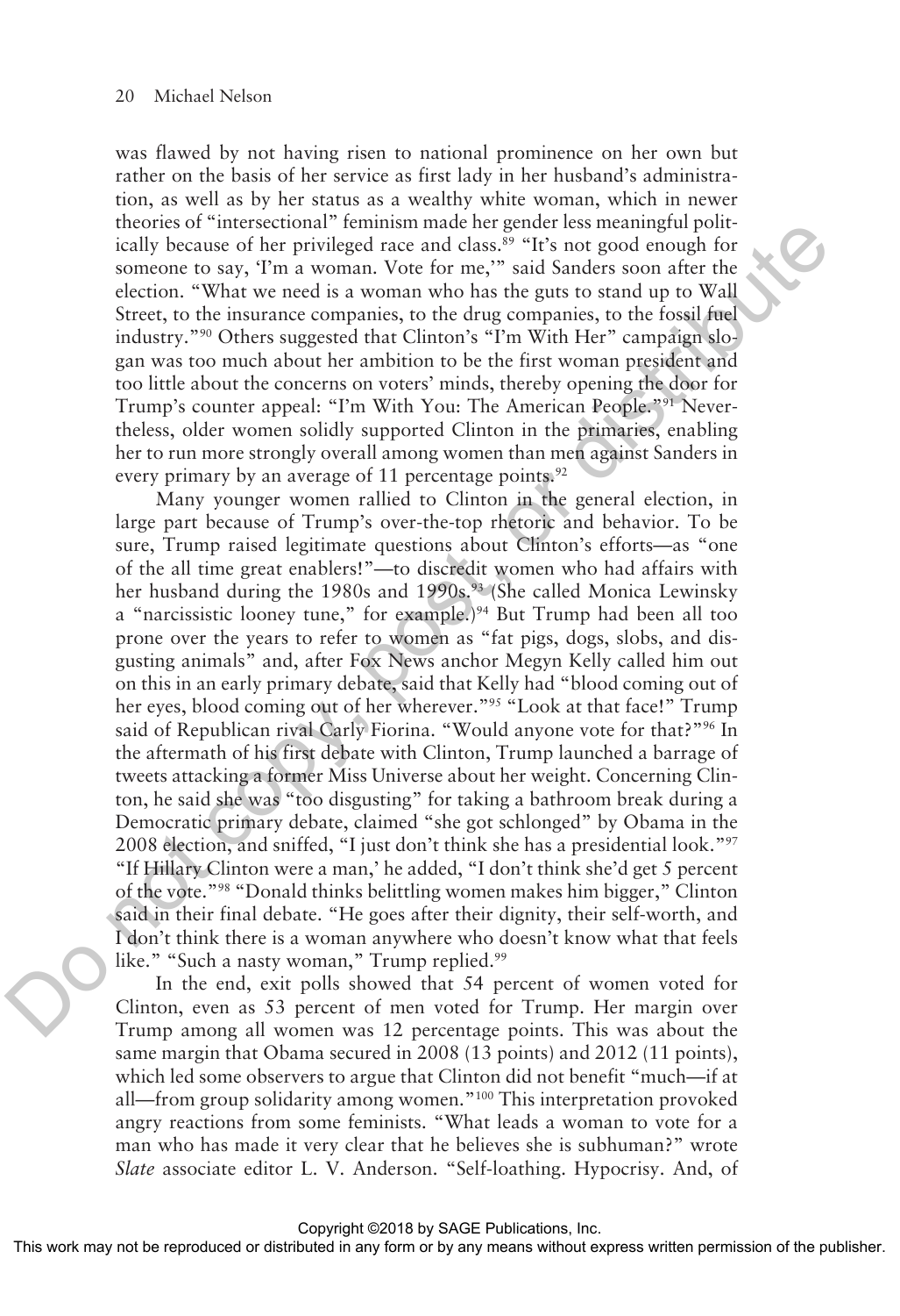was flawed by not having risen to national prominence on her own but rather on the basis of her service as first lady in her husband's administration, as well as by her status as a wealthy white woman, which in newer theories of "intersectional" feminism made her gender less meaningful politically because of her privileged race and class.[89] "It's not good enough for someone to say, 'I'm a woman. Vote for me,'" said Sanders soon after the election. "What we need is a woman who has the guts to stand up to Wall Street, to the insurance companies, to the drug companies, to the fossil fuel industry."[90] Others suggested that Clinton's "I'm With Her" campaign slogan was too much about her ambition to be the first woman president and too little about the concerns on voters' minds, thereby opening the door for Trump's counter appeal: "I'm With You: The American People."[91] Nevertheless, older women solidly supported Clinton in the primaries, enabling her to run more strongly overall among women than men against Sanders in every primary by an average of 11 percentage points.[92]

Many younger women rallied to Clinton in the general election, in large part because of Trump's over-the-top rhetoric and behavior. To be sure, Trump raised legitimate questions about Clinton's efforts—as "one of the all time great enablers!"—to discredit women who had affairs with her husband during the 1980s and 1990s.[93] (She called Monica Lewinsky a "narcissistic looney tune," for example.)[94] But Trump had been all too prone over the years to refer to women as "fat pigs, dogs, slobs, and disgusting animals" and, after Fox News anchor Megyn Kelly called him out on this in an early primary debate, said that Kelly had "blood coming out of her eyes, blood coming out of her wherever."[95] "Look at that face!" Trump said of Republican rival Carly Fiorina. "Would anyone vote for that?"[96] In the aftermath of his first debate with Clinton, Trump launched a barrage of tweets attacking a former Miss Universe about her weight. Concerning Clinton, he said she was "too disgusting" for taking a bathroom break during a Democratic primary debate, claimed "she got schlonged" by Obama in the 2008 election, and sniffed, "I just don't think she has a presidential look."[97] "If Hillary Clinton were a man,' he added, "I don't think she'd get 5 percent of the vote."[98] "Donald thinks belittling women makes him bigger," Clinton said in their final debate. "He goes after their dignity, their self-worth, and I don't think there is a woman anywhere who doesn't know what that feels like." "Such a nasty woman," Trump replied.[99]

In the end, exit polls showed that 54 percent of women voted for Clinton, even as 53 percent of men voted for Trump. Her margin over Trump among all women was 12 percentage points. This was about the same margin that Obama secured in 2008 (13 points) and 2012 (11 points), which led some observers to argue that Clinton did not benefit "much—if at all—from group solidarity among women."[100] This interpretation provoked angry reactions from some feminists. "What leads a woman to vote for a man who has made it very clear that he believes she is subhuman?" wrote *Slate* associate editor L. V. Anderson. "Self-loathing. Hypocrisy. And, of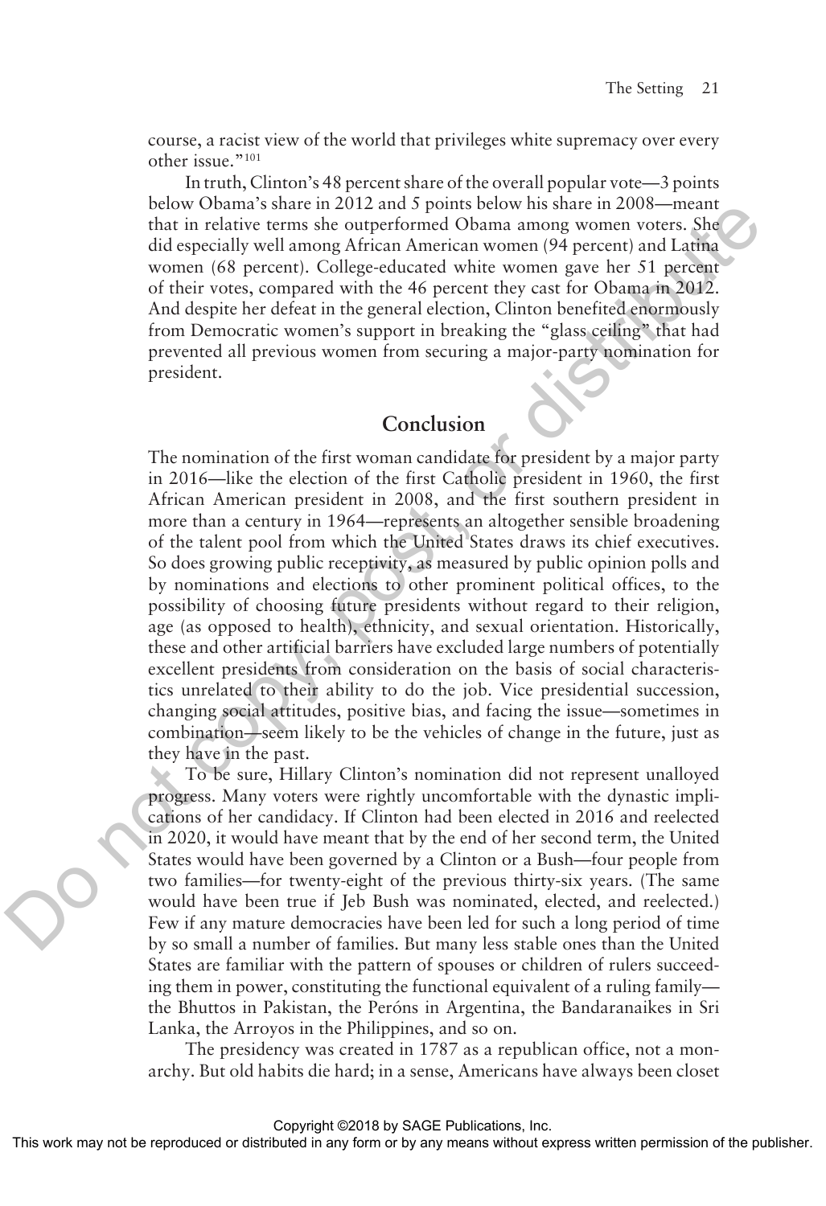course, a racist view of the world that privileges white supremacy over every other issue."[101]

In truth, Clinton's 48 percent share of the overall popular vote—3 points below Obama's share in 2012 and 5 points below his share in 2008—meant that in relative terms she outperformed Obama among women voters. She did especially well among African American women (94 percent) and Latina women (68 percent). College-educated white women gave her 51 percent of their votes, compared with the 46 percent they cast for Obama in 2012. And despite her defeat in the general election, Clinton benefited enormously from Democratic women's support in breaking the "glass ceiling" that had prevented all previous women from securing a major-party nomination for president.

## Conclusion

The nomination of the first woman candidate for president by a major party in 2016—like the election of the first Catholic president in 1960, the first African American president in 2008, and the first southern president in more than a century in 1964—represents an altogether sensible broadening of the talent pool from which the United States draws its chief executives. So does growing public receptivity, as measured by public opinion polls and by nominations and elections to other prominent political offices, to the possibility of choosing future presidents without regard to their religion, age (as opposed to health), ethnicity, and sexual orientation. Historically, these and other artificial barriers have excluded large numbers of potentially excellent presidents from consideration on the basis of social characteristics unrelated to their ability to do the job. Vice presidential succession, changing social attitudes, positive bias, and facing the issue—sometimes in combination—seem likely to be the vehicles of change in the future, just as they have in the past.

To be sure, Hillary Clinton's nomination did not represent unalloyed progress. Many voters were rightly uncomfortable with the dynastic implications of her candidacy. If Clinton had been elected in 2016 and reelected in 2020, it would have meant that by the end of her second term, the United States would have been governed by a Clinton or a Bush—four people from two families—for twenty-eight of the previous thirty-six years. (The same would have been true if Jeb Bush was nominated, elected, and reelected.) Few if any mature democracies have been led for such a long period of time by so small a number of families. But many less stable ones than the United States are familiar with the pattern of spouses or children of rulers succeeding them in power, constituting the functional equivalent of a ruling family—the Bhuttos in Pakistan, the Peróns in Argentina, the Bandaranaikes in Sri Lanka, the Arroyos in the Philippines, and so on.

The presidency was created in 1787 as a republican office, not a monarchy. But old habits die hard; in a sense, Americans have always been closet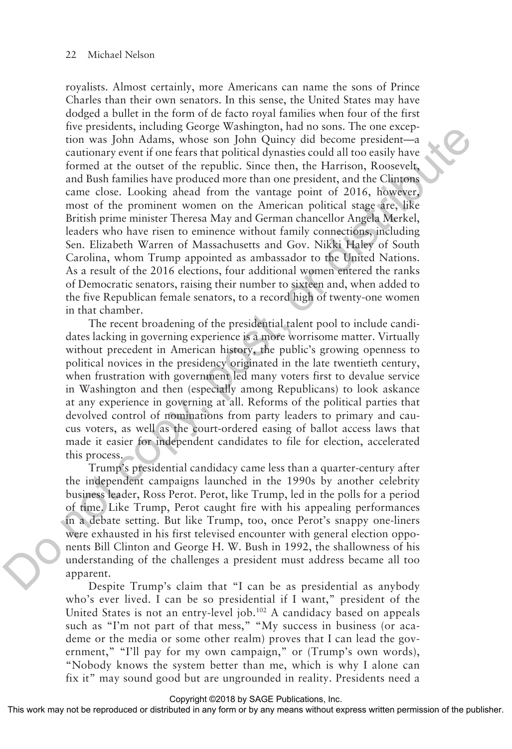royalists. Almost certainly, more Americans can name the sons of Prince Charles than their own senators. In this sense, the United States may have dodged a bullet in the form of de facto royal families when four of the first five presidents, including George Washington, had no sons. The one exception was John Adams, whose son John Quincy did become president—a cautionary event if one fears that political dynasties could all too easily have formed at the outset of the republic. Since then, the Harrison, Roosevelt, and Bush families have produced more than one president, and the Clintons came close. Looking ahead from the vantage point of 2016, however, most of the prominent women on the American political stage are, like British prime minister Theresa May and German chancellor Angela Merkel, leaders who have risen to eminence without family connections, including Sen. Elizabeth Warren of Massachusetts and Gov. Nikki Haley of South Carolina, whom Trump appointed as ambassador to the United Nations. As a result of the 2016 elections, four additional women entered the ranks of Democratic senators, raising their number to sixteen and, when added to the five Republican female senators, to a record high of twenty-one women in that chamber.

The recent broadening of the presidential talent pool to include candidates lacking in governing experience is a more worrisome matter. Virtually without precedent in American history, the public's growing openness to political novices in the presidency originated in the late twentieth century, when frustration with government led many voters first to devalue service in Washington and then (especially among Republicans) to look askance at any experience in governing at all. Reforms of the political parties that devolved control of nominations from party leaders to primary and caucus voters, as well as the court-ordered easing of ballot access laws that made it easier for independent candidates to file for election, accelerated this process.

Trump's presidential candidacy came less than a quarter-century after the independent campaigns launched in the 1990s by another celebrity business leader, Ross Perot. Perot, like Trump, led in the polls for a period of time. Like Trump, Perot caught fire with his appealing performances in a debate setting. But like Trump, too, once Perot's snappy one-liners were exhausted in his first televised encounter with general election opponents Bill Clinton and George H. W. Bush in 1992, the shallowness of his understanding of the challenges a president must address became all too apparent.

Despite Trump's claim that "I can be as presidential as anybody who's ever lived. I can be so presidential if I want," president of the United States is not an entry-level job.[102] A candidacy based on appeals such as "I'm not part of that mess," "My success in business (or academe or the media or some other realm) proves that I can lead the government," "I'll pay for my own campaign," or (Trump's own words), "Nobody knows the system better than me, which is why I alone can fix it" may sound good but are ungrounded in reality. Presidents need a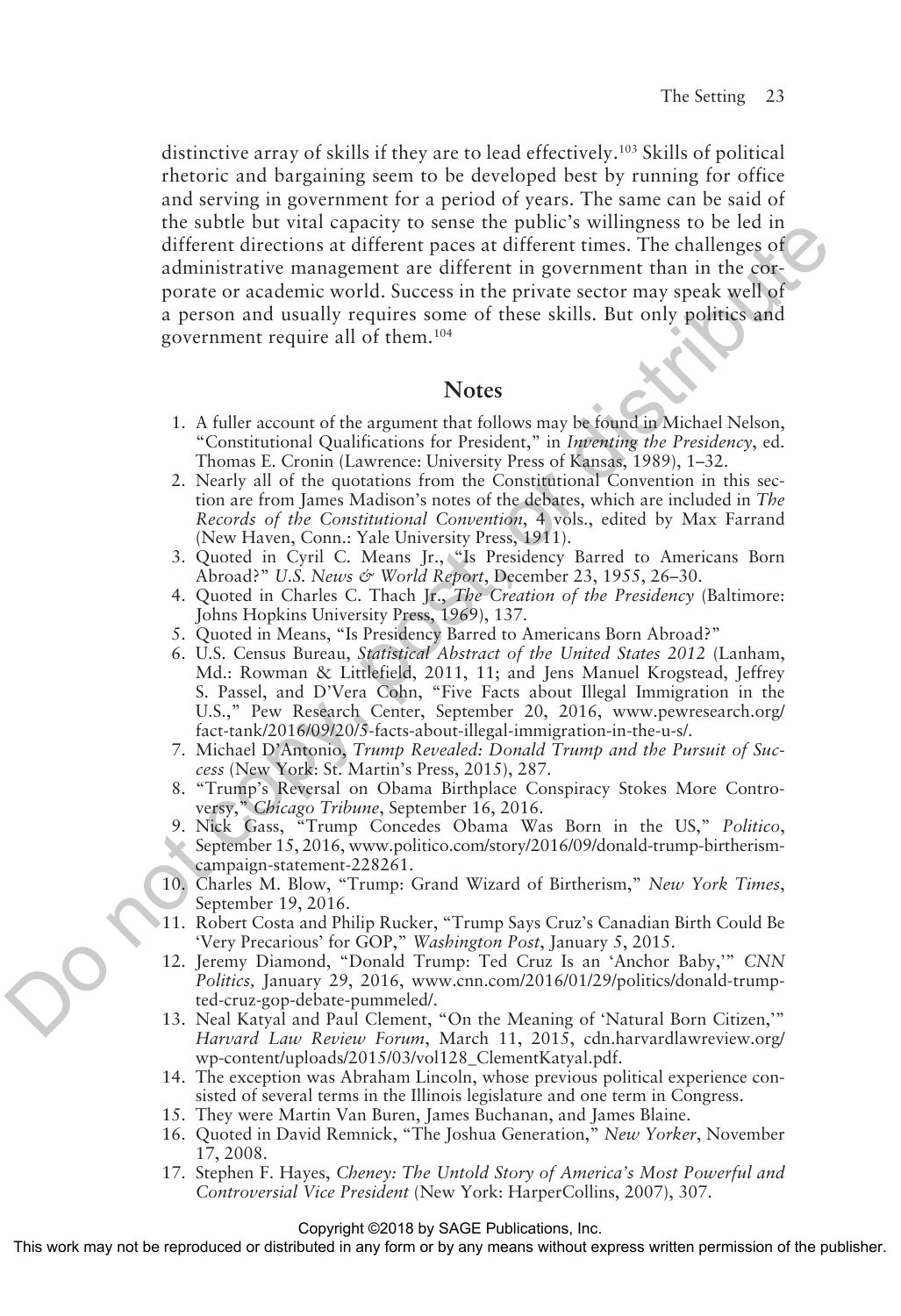distinctive array of skills if they are to lead effectively.[103] Skills of political rhetoric and bargaining seem to be developed best by running for office and serving in government for a period of years. The same can be said of the subtle but vital capacity to sense the public's willingness to be led in different directions at different paces at different times. The challenges of administrative management are different in government than in the corporate or academic world. Success in the private sector may speak well of a person and usually requires some of these skills. But only politics and government require all of them.[104]

## Notes

1. A fuller account of the argument that follows may be found in Michael Nelson, "Constitutional Qualifications for President," in *Inventing the Presidency*, ed. Thomas E. Cronin (Lawrence: University Press of Kansas, 1989), 1–32.
2. Nearly all of the quotations from the Constitutional Convention in this section are from James Madison's notes of the debates, which are included in *The Records of the Constitutional Convention*, 4 vols., edited by Max Farrand (New Haven, Conn.: Yale University Press, 1911).
3. Quoted in Cyril C. Means Jr., "Is Presidency Barred to Americans Born Abroad?" *U.S. News & World Report*, December 23, 1955, 26–30.
4. Quoted in Charles C. Thach Jr., *The Creation of the Presidency* (Baltimore: Johns Hopkins University Press, 1969), 137.
5. Quoted in Means, "Is Presidency Barred to Americans Born Abroad?"
6. U.S. Census Bureau, *Statistical Abstract of the United States 2012* (Lanham, Md.: Rowman & Littlefield, 2011, 11; and Jens Manuel Krogstead, Jeffrey S. Passel, and D'Vera Cohn, "Five Facts about Illegal Immigration in the U.S.," Pew Research Center, September 20, 2016, www.pewresearch.org/fact-tank/2016/09/20/5-facts-about-illegal-immigration-in-the-u-s/.
7. Michael D'Antonio, *Trump Revealed: Donald Trump and the Pursuit of Success* (New York: St. Martin's Press, 2015), 287.
8. "Trump's Reversal on Obama Birthplace Conspiracy Stokes More Controversy," *Chicago Tribune*, September 16, 2016.
9. Nick Gass, "Trump Concedes Obama Was Born in the US," *Politico*, September 15, 2016, www.politico.com/story/2016/09/donald-trump-birtherism-campaign-statement-228261.
10. Charles M. Blow, "Trump: Grand Wizard of Birtherism," *New York Times*, September 19, 2016.
11. Robert Costa and Philip Rucker, "Trump Says Cruz's Canadian Birth Could Be 'Very Precarious' for GOP," *Washington Post*, January 5, 2015.
12. Jeremy Diamond, "Donald Trump: Ted Cruz Is an 'Anchor Baby,'" *CNN Politics,* January 29, 2016, www.cnn.com/2016/01/29/politics/donald-trump-ted-cruz-gop-debate-pummeled/.
13. Neal Katyal and Paul Clement, "On the Meaning of 'Natural Born Citizen,'" *Harvard Law Review Forum*, March 11, 2015, cdn.harvardlawreview.org/wp-content/uploads/2015/03/vol128_ClementKatyal.pdf.
14. The exception was Abraham Lincoln, whose previous political experience consisted of several terms in the Illinois legislature and one term in Congress.
15. They were Martin Van Buren, James Buchanan, and James Blaine.
16. Quoted in David Remnick, "The Joshua Generation," *New Yorker*, November 17, 2008.
17. Stephen F. Hayes, *Cheney: The Untold Story of America's Most Powerful and Controversial Vice President* (New York: HarperCollins, 2007), 307.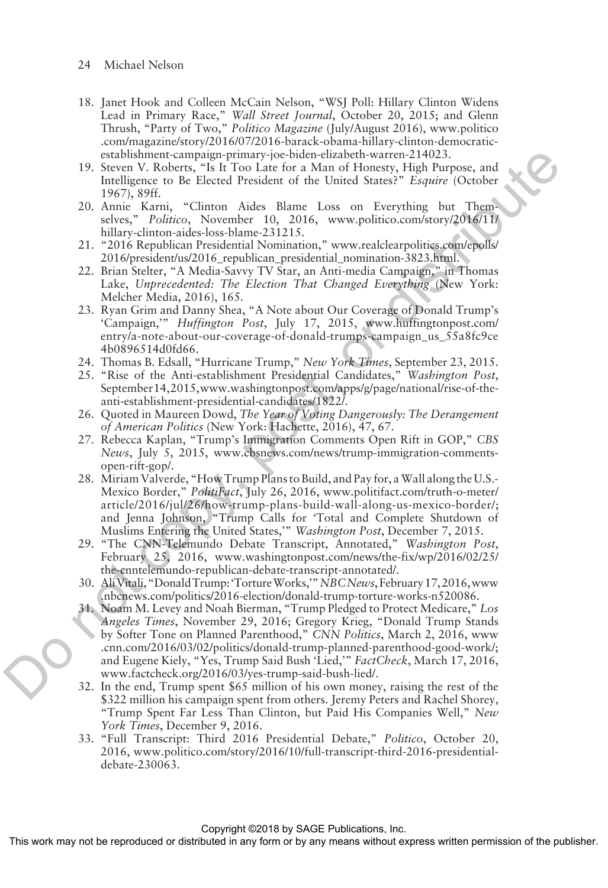18. Janet Hook and Colleen McCain Nelson, "WSJ Poll: Hillary Clinton Widens Lead in Primary Race," *Wall Street Journal*, October 20, 2015; and Glenn Thrush, "Party of Two," *Politico Magazine* (July/August 2016), www.politico.com/magazine/story/2016/07/2016-barack-obama-hillary-clinton-democratic-establishment-campaign-primary-joe-biden-elizabeth-warren-214023.
19. Steven V. Roberts, "Is It Too Late for a Man of Honesty, High Purpose, and Intelligence to Be Elected President of the United States?" *Esquire* (October 1967), 89ff.
20. Annie Karni, "Clinton Aides Blame Loss on Everything but Themselves," *Politico*, November 10, 2016, www.politico.com/story/2016/11/hillary-clinton-aides-loss-blame-231215.
21. "2016 Republican Presidential Nomination," www.realclearpolitics.com/epolls/2016/president/us/2016_republican_presidential_nomination-3823.html.
22. Brian Stelter, "A Media-Savvy TV Star, an Anti-media Campaign," in Thomas Lake, *Unprecedented: The Election That Changed Everything* (New York: Melcher Media, 2016), 165.
23. Ryan Grim and Danny Shea, "A Note about Our Coverage of Donald Trump's 'Campaign,'" *Huffington Post*, July 17, 2015, www.huffingtonpost.com/entry/a-note-about-our-coverage-of-donald-trumps-campaign_us_55a8fc9ce4b0896514d0fd66.
24. Thomas B. Edsall, "Hurricane Trump," *New York Times*, September 23, 2015.
25. "Rise of the Anti-establishment Presidential Candidates," *Washington Post*, September 14, 2015, www.washingtonpost.com/apps/g/page/national/rise-of-the-anti-establishment-presidential-candidates/1822/.
26. Quoted in Maureen Dowd, *The Year of Voting Dangerously: The Derangement of American Politics* (New York: Hachette, 2016), 47, 67.
27. Rebecca Kaplan, "Trump's Immigration Comments Open Rift in GOP," *CBS News*, July 5, 2015, www.cbsnews.com/news/trump-immigration-comments-open-rift-gop/.
28. Miriam Valverde, "How Trump Plans to Build, and Pay for, a Wall along the U.S.-Mexico Border," *PolitiFact*, July 26, 2016, www.politifact.com/truth-o-meter/article/2016/jul/26/how-trump-plans-build-wall-along-us-mexico-border/; and Jenna Johnson, "Trump Calls for 'Total and Complete Shutdown of Muslims Entering the United States,'" *Washington Post*, December 7, 2015.
29. "The CNN-Telemundo Debate Transcript, Annotated," *Washington Post*, February 25, 2016, www.washingtonpost.com/news/the-fix/wp/2016/02/25/the-cnntelemundo-republican-debate-transcript-annotated/.
30. Ali Vitali, "Donald Trump: 'Torture Works,'" *NBC News*, February 17, 2016, www.nbcnews.com/politics/2016-election/donald-trump-torture-works-n520086.
31. Noam M. Levey and Noah Bierman, "Trump Pledged to Protect Medicare," *Los Angeles Times*, November 29, 2016; Gregory Krieg, "Donald Trump Stands by Softer Tone on Planned Parenthood," *CNN Politics*, March 2, 2016, www.cnn.com/2016/03/02/politics/donald-trump-planned-parenthood-good-work/; and Eugene Kiely, "Yes, Trump Said Bush 'Lied,'" *FactCheck*, March 17, 2016, www.factcheck.org/2016/03/yes-trump-said-bush-lied/.
32. In the end, Trump spent $65 million of his own money, raising the rest of the $322 million his campaign spent from others. Jeremy Peters and Rachel Shorey, "Trump Spent Far Less Than Clinton, but Paid His Companies Well," *New York Times*, December 9, 2016.
33. "Full Transcript: Third 2016 Presidential Debate," *Politico*, October 20, 2016, www.politico.com/story/2016/10/full-transcript-third-2016-presidential-debate-230063.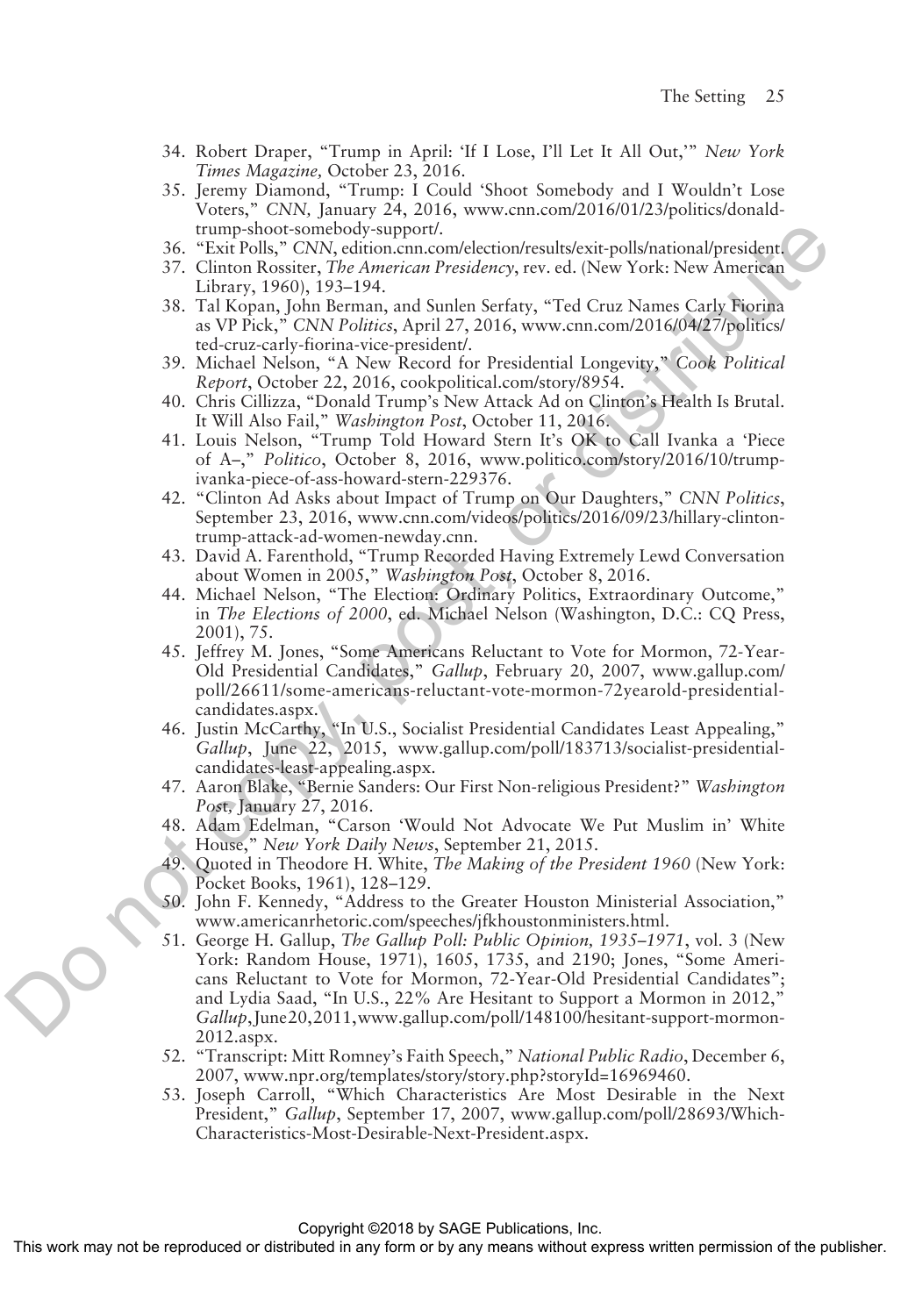34. Robert Draper, "Trump in April: 'If I Lose, I'll Let It All Out,'" *New York Times Magazine,* October 23, 2016.
35. Jeremy Diamond, "Trump: I Could 'Shoot Somebody and I Wouldn't Lose Voters," *CNN,* January 24, 2016, www.cnn.com/2016/01/23/politics/donald-trump-shoot-somebody-support/.
36. "Exit Polls," *CNN*, edition.cnn.com/election/results/exit-polls/national/president.
37. Clinton Rossiter, *The American Presidency*, rev. ed. (New York: New American Library, 1960), 193–194.
38. Tal Kopan, John Berman, and Sunlen Serfaty, "Ted Cruz Names Carly Fiorina as VP Pick," *CNN Politics*, April 27, 2016, www.cnn.com/2016/04/27/politics/ted-cruz-carly-fiorina-vice-president/.
39. Michael Nelson, "A New Record for Presidential Longevity," *Cook Political Report*, October 22, 2016, cookpolitical.com/story/8954.
40. Chris Cillizza, "Donald Trump's New Attack Ad on Clinton's Health Is Brutal. It Will Also Fail," *Washington Post*, October 11, 2016.
41. Louis Nelson, "Trump Told Howard Stern It's OK to Call Ivanka a 'Piece of A–,'" *Politico*, October 8, 2016, www.politico.com/story/2016/10/trump-ivanka-piece-of-ass-howard-stern-229376.
42. "Clinton Ad Asks about Impact of Trump on Our Daughters," *CNN Politics*, September 23, 2016, www.cnn.com/videos/politics/2016/09/23/hillary-clinton-trump-attack-ad-women-newday.cnn.
43. David A. Farenthold, "Trump Recorded Having Extremely Lewd Conversation about Women in 2005," *Washington Post*, October 8, 2016.
44. Michael Nelson, "The Election: Ordinary Politics, Extraordinary Outcome," in *The Elections of 2000*, ed. Michael Nelson (Washington, D.C.: CQ Press, 2001), 75.
45. Jeffrey M. Jones, "Some Americans Reluctant to Vote for Mormon, 72-Year-Old Presidential Candidates," *Gallup*, February 20, 2007, www.gallup.com/poll/26611/some-americans-reluctant-vote-mormon-72yearold-presidential-candidates.aspx.
46. Justin McCarthy, "In U.S., Socialist Presidential Candidates Least Appealing," *Gallup*, June 22, 2015, www.gallup.com/poll/183713/socialist-presidential-candidates-least-appealing.aspx.
47. Aaron Blake, "Bernie Sanders: Our First Non-religious President?" *Washington Post,* January 27, 2016.
48. Adam Edelman, "Carson 'Would Not Advocate We Put Muslim in' White House," *New York Daily News*, September 21, 2015.
49. Quoted in Theodore H. White, *The Making of the President 1960* (New York: Pocket Books, 1961), 128–129.
50. John F. Kennedy, "Address to the Greater Houston Ministerial Association," www.americanrhetoric.com/speeches/jfkhoustonministers.html.
51. George H. Gallup, *The Gallup Poll: Public Opinion, 1935–1971*, vol. 3 (New York: Random House, 1971), 1605, 1735, and 2190; Jones, "Some Americans Reluctant to Vote for Mormon, 72-Year-Old Presidential Candidates"; and Lydia Saad, "In U.S., 22% Are Hesitant to Support a Mormon in 2012," *Gallup*, June 20, 2011, www.gallup.com/poll/148100/hesitant-support-mormon-2012.aspx.
52. "Transcript: Mitt Romney's Faith Speech," *National Public Radio*, December 6, 2007, www.npr.org/templates/story/story.php?storyId=16969460.
53. Joseph Carroll, "Which Characteristics Are Most Desirable in the Next President," *Gallup*, September 17, 2007, www.gallup.com/poll/28693/Which-Characteristics-Most-Desirable-Next-President.aspx.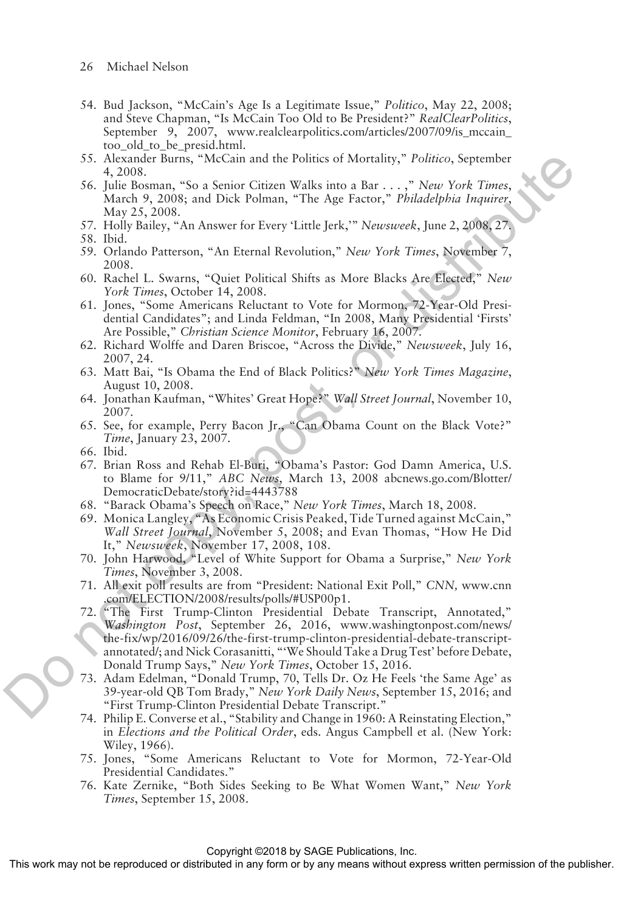54. Bud Jackson, "McCain's Age Is a Legitimate Issue," *Politico*, May 22, 2008; and Steve Chapman, "Is McCain Too Old to Be President?" *RealClearPolitics*, September 9, 2007, www.realclearpolitics.com/articles/2007/09/is_mccain_too_old_to_be_presid.html.
55. Alexander Burns, "McCain and the Politics of Mortality," *Politico*, September 4, 2008.
56. Julie Bosman, "So a Senior Citizen Walks into a Bar . . . ," *New York Times*, March 9, 2008; and Dick Polman, "The Age Factor," *Philadelphia Inquirer*, May 25, 2008.
57. Holly Bailey, "An Answer for Every 'Little Jerk,'" *Newsweek*, June 2, 2008, 27.
58. Ibid.
59. Orlando Patterson, "An Eternal Revolution," *New York Times*, November 7, 2008.
60. Rachel L. Swarns, "Quiet Political Shifts as More Blacks Are Elected," *New York Times*, October 14, 2008.
61. Jones, "Some Americans Reluctant to Vote for Mormon, 72-Year-Old Presidential Candidates"; and Linda Feldman, "In 2008, Many Presidential 'Firsts' Are Possible," *Christian Science Monitor*, February 16, 2007.
62. Richard Wolffe and Daren Briscoe, "Across the Divide," *Newsweek*, July 16, 2007, 24.
63. Matt Bai, "Is Obama the End of Black Politics?" *New York Times Magazine*, August 10, 2008.
64. Jonathan Kaufman, "Whites' Great Hope?" *Wall Street Journal*, November 10, 2007.
65. See, for example, Perry Bacon Jr., "Can Obama Count on the Black Vote?" *Time*, January 23, 2007.
66. Ibid.
67. Brian Ross and Rehab El-Buri, "Obama's Pastor: God Damn America, U.S. to Blame for 9/11," *ABC News*, March 13, 2008 abcnews.go.com/Blotter/DemocraticDebate/story?id=4443788
68. "Barack Obama's Speech on Race," *New York Times*, March 18, 2008.
69. Monica Langley, "As Economic Crisis Peaked, Tide Turned against McCain," *Wall Street Journal*, November 5, 2008; and Evan Thomas, "How He Did It," *Newsweek*, November 17, 2008, 108.
70. John Harwood, "Level of White Support for Obama a Surprise," *New York Times*, November 3, 2008.
71. All exit poll results are from "President: National Exit Poll," *CNN*, www.cnn.com/ELECTION/2008/results/polls/#USP00p1.
72. "The First Trump-Clinton Presidential Debate Transcript, Annotated," *Washington Post*, September 26, 2016, www.washingtonpost.com/news/the-fix/wp/2016/09/26/the-first-trump-clinton-presidential-debate-transcript-annotated/; and Nick Corasanitti, "'We Should Take a Drug Test' before Debate, Donald Trump Says," *New York Times*, October 15, 2016.
73. Adam Edelman, "Donald Trump, 70, Tells Dr. Oz He Feels 'the Same Age' as 39-year-old QB Tom Brady," *New York Daily News*, September 15, 2016; and "First Trump-Clinton Presidential Debate Transcript."
74. Philip E. Converse et al., "Stability and Change in 1960: A Reinstating Election," in *Elections and the Political Order*, eds. Angus Campbell et al. (New York: Wiley, 1966).
75. Jones, "Some Americans Reluctant to Vote for Mormon, 72-Year-Old Presidential Candidates."
76. Kate Zernike, "Both Sides Seeking to Be What Women Want," *New York Times*, September 15, 2008.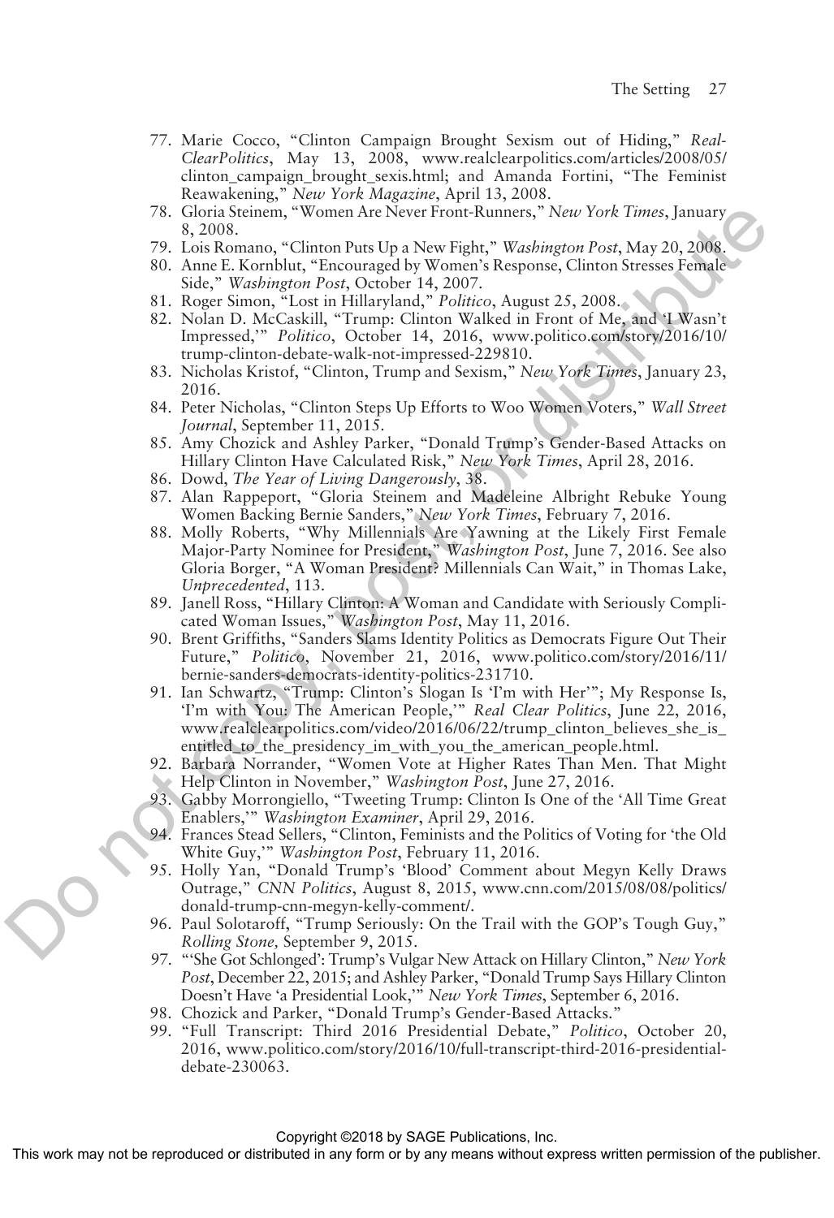77. Marie Cocco, "Clinton Campaign Brought Sexism out of Hiding," *RealClearPolitics*, May 13, 2008, www.realclearpolitics.com/articles/2008/05/clinton_campaign_brought_sexis.html; and Amanda Fortini, "The Feminist Reawakening," *New York Magazine*, April 13, 2008.
78. Gloria Steinem, "Women Are Never Front-Runners," *New York Times*, January 8, 2008.
79. Lois Romano, "Clinton Puts Up a New Fight," *Washington Post*, May 20, 2008.
80. Anne E. Kornblut, "Encouraged by Women's Response, Clinton Stresses Female Side," *Washington Post*, October 14, 2007.
81. Roger Simon, "Lost in Hillaryland," *Politico*, August 25, 2008.
82. Nolan D. McCaskill, "Trump: Clinton Walked in Front of Me, and 'I Wasn't Impressed,'" *Politico*, October 14, 2016, www.politico.com/story/2016/10/trump-clinton-debate-walk-not-impressed-229810.
83. Nicholas Kristof, "Clinton, Trump and Sexism," *New York Times*, January 23, 2016.
84. Peter Nicholas, "Clinton Steps Up Efforts to Woo Women Voters," *Wall Street Journal*, September 11, 2015.
85. Amy Chozick and Ashley Parker, "Donald Trump's Gender-Based Attacks on Hillary Clinton Have Calculated Risk," *New York Times*, April 28, 2016.
86. Dowd, *The Year of Living Dangerously*, 38.
87. Alan Rappeport, "Gloria Steinem and Madeleine Albright Rebuke Young Women Backing Bernie Sanders," *New York Times*, February 7, 2016.
88. Molly Roberts, "Why Millennials Are Yawning at the Likely First Female Major-Party Nominee for President," *Washington Post*, June 7, 2016. See also Gloria Borger, "A Woman President? Millennials Can Wait," in Thomas Lake, *Unprecedented*, 113.
89. Janell Ross, "Hillary Clinton: A Woman and Candidate with Seriously Complicated Woman Issues," *Washington Post*, May 11, 2016.
90. Brent Griffiths, "Sanders Slams Identity Politics as Democrats Figure Out Their Future," *Politico*, November 21, 2016, www.politico.com/story/2016/11/bernie-sanders-democrats-identity-politics-231710.
91. Ian Schwartz, "Trump: Clinton's Slogan Is 'I'm with Her'"; My Response Is, 'I'm with You: The American People,'" *Real Clear Politics*, June 22, 2016, www.realclearpolitics.com/video/2016/06/22/trump_clinton_believes_she_is_entitled_to_the_presidency_im_with_you_the_american_people.html.
92. Barbara Norrander, "Women Vote at Higher Rates Than Men. That Might Help Clinton in November," *Washington Post*, June 27, 2016.
93. Gabby Morrongiello, "Tweeting Trump: Clinton Is One of the 'All Time Great Enablers,'" *Washington Examiner*, April 29, 2016.
94. Frances Stead Sellers, "Clinton, Feminists and the Politics of Voting for 'the Old White Guy,'" *Washington Post*, February 11, 2016.
95. Holly Yan, "Donald Trump's 'Blood' Comment about Megyn Kelly Draws Outrage," *CNN Politics*, August 8, 2015, www.cnn.com/2015/08/08/politics/donald-trump-cnn-megyn-kelly-comment/.
96. Paul Solotaroff, "Trump Seriously: On the Trail with the GOP's Tough Guy," *Rolling Stone,* September 9, 2015.
97. "'She Got Schlonged': Trump's Vulgar New Attack on Hillary Clinton," *New York Post*, December 22, 2015; and Ashley Parker, "Donald Trump Says Hillary Clinton Doesn't Have 'a Presidential Look,'" *New York Times*, September 6, 2016.
98. Chozick and Parker, "Donald Trump's Gender-Based Attacks."
99. "Full Transcript: Third 2016 Presidential Debate," *Politico*, October 20, 2016, www.politico.com/story/2016/10/full-transcript-third-2016-presidential-debate-230063.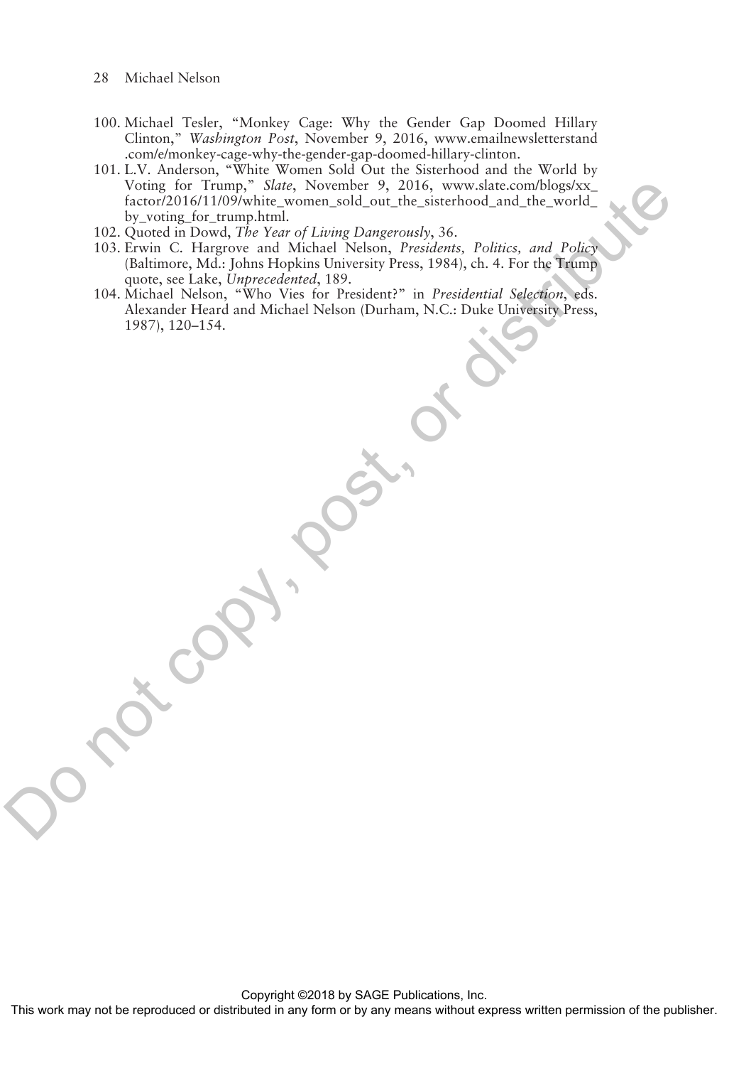100. Michael Tesler, "Monkey Cage: Why the Gender Gap Doomed Hillary Clinton," *Washington Post*, November 9, 2016, www.emailnewsletterstand.com/e/monkey-cage-why-the-gender-gap-doomed-hillary-clinton.
101. L.V. Anderson, "White Women Sold Out the Sisterhood and the World by Voting for Trump," *Slate*, November 9, 2016, www.slate.com/blogs/xx_factor/2016/11/09/white_women_sold_out_the_sisterhood_and_the_world_by_voting_for_trump.html.
102. Quoted in Dowd, *The Year of Living Dangerously*, 36.
103. Erwin C. Hargrove and Michael Nelson, *Presidents, Politics, and Policy* (Baltimore, Md.: Johns Hopkins University Press, 1984), ch. 4. For the Trump quote, see Lake, *Unprecedented*, 189.
104. Michael Nelson, "Who Vies for President?" in *Presidential Selection*, eds. Alexander Heard and Michael Nelson (Durham, N.C.: Duke University Press, 1987), 120–154.